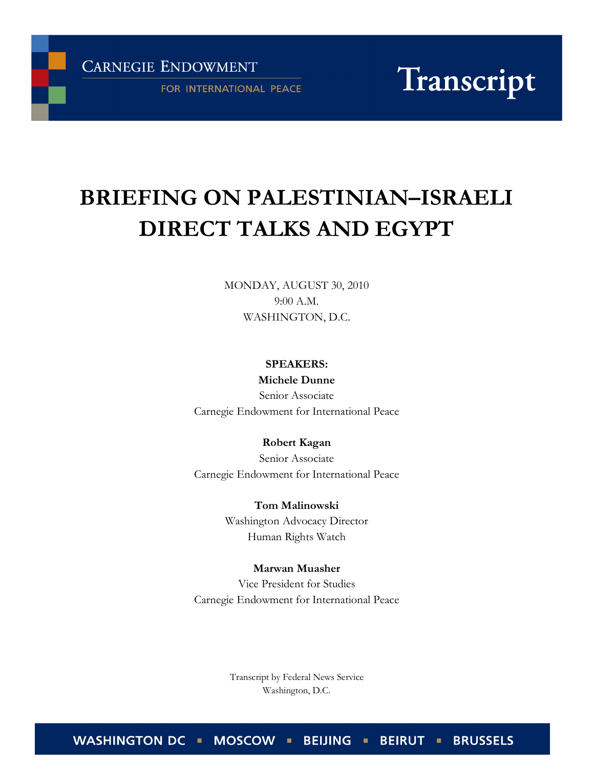CARNEGIE ENDOWMENT

FOR INTERNATIONAL PEACE

Transcript

# BRIEFING ON PALESTINIAN–ISRAELI DIRECT TALKS AND EGYPT

MONDAY, AUGUST 30, 2010
9:00 A.M.
WASHINGTON, D.C.

**SPEAKERS:**

**Michele Dunne**
Senior Associate
Carnegie Endowment for International Peace

**Robert Kagan**
Senior Associate
Carnegie Endowment for International Peace

**Tom Malinowski**
Washington Advocacy Director
Human Rights Watch

**Marwan Muasher**
Vice President for Studies
Carnegie Endowment for International Peace

Transcript by Federal News Service
Washington, D.C.

WASHINGTON DC ▪ MOSCOW ▪ BEIJING ▪ BEIRUT ▪ BRUSSELS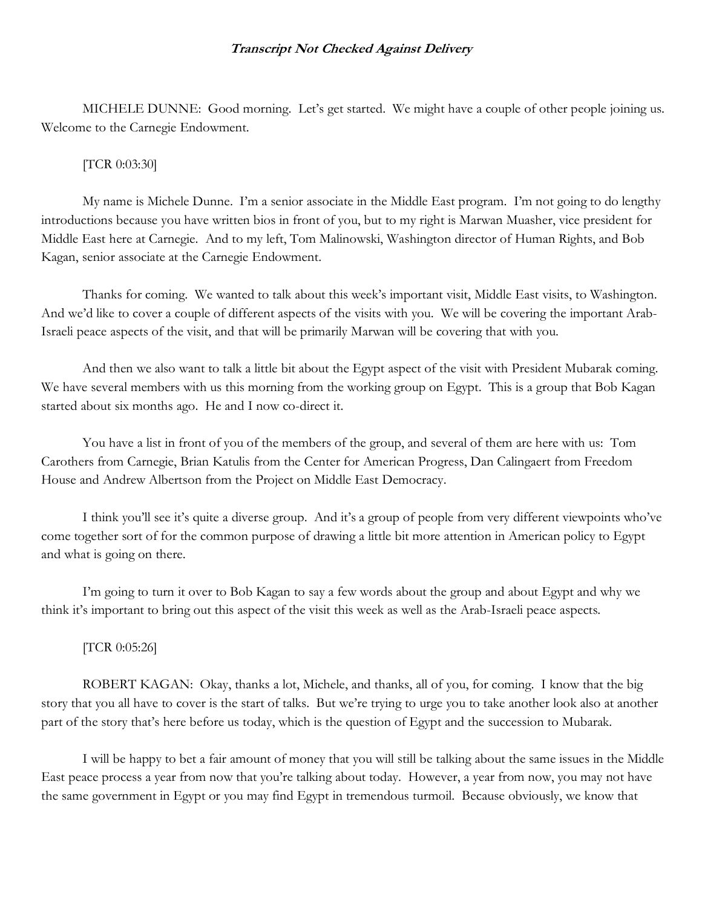***Transcript Not Checked Against Delivery***

MICHELE DUNNE: Good morning. Let's get started. We might have a couple of other people joining us. Welcome to the Carnegie Endowment.

[TCR 0:03:30]

My name is Michele Dunne. I'm a senior associate in the Middle East program. I'm not going to do lengthy introductions because you have written bios in front of you, but to my right is Marwan Muasher, vice president for Middle East here at Carnegie. And to my left, Tom Malinowski, Washington director of Human Rights, and Bob Kagan, senior associate at the Carnegie Endowment.

Thanks for coming. We wanted to talk about this week's important visit, Middle East visits, to Washington. And we'd like to cover a couple of different aspects of the visits with you. We will be covering the important Arab-Israeli peace aspects of the visit, and that will be primarily Marwan will be covering that with you.

And then we also want to talk a little bit about the Egypt aspect of the visit with President Mubarak coming. We have several members with us this morning from the working group on Egypt. This is a group that Bob Kagan started about six months ago. He and I now co-direct it.

You have a list in front of you of the members of the group, and several of them are here with us: Tom Carothers from Carnegie, Brian Katulis from the Center for American Progress, Dan Calingaert from Freedom House and Andrew Albertson from the Project on Middle East Democracy.

I think you'll see it's quite a diverse group. And it's a group of people from very different viewpoints who've come together sort of for the common purpose of drawing a little bit more attention in American policy to Egypt and what is going on there.

I'm going to turn it over to Bob Kagan to say a few words about the group and about Egypt and why we think it's important to bring out this aspect of the visit this week as well as the Arab-Israeli peace aspects.

[TCR 0:05:26]

ROBERT KAGAN: Okay, thanks a lot, Michele, and thanks, all of you, for coming. I know that the big story that you all have to cover is the start of talks. But we're trying to urge you to take another look also at another part of the story that's here before us today, which is the question of Egypt and the succession to Mubarak.

I will be happy to bet a fair amount of money that you will still be talking about the same issues in the Middle East peace process a year from now that you're talking about today. However, a year from now, you may not have the same government in Egypt or you may find Egypt in tremendous turmoil. Because obviously, we know that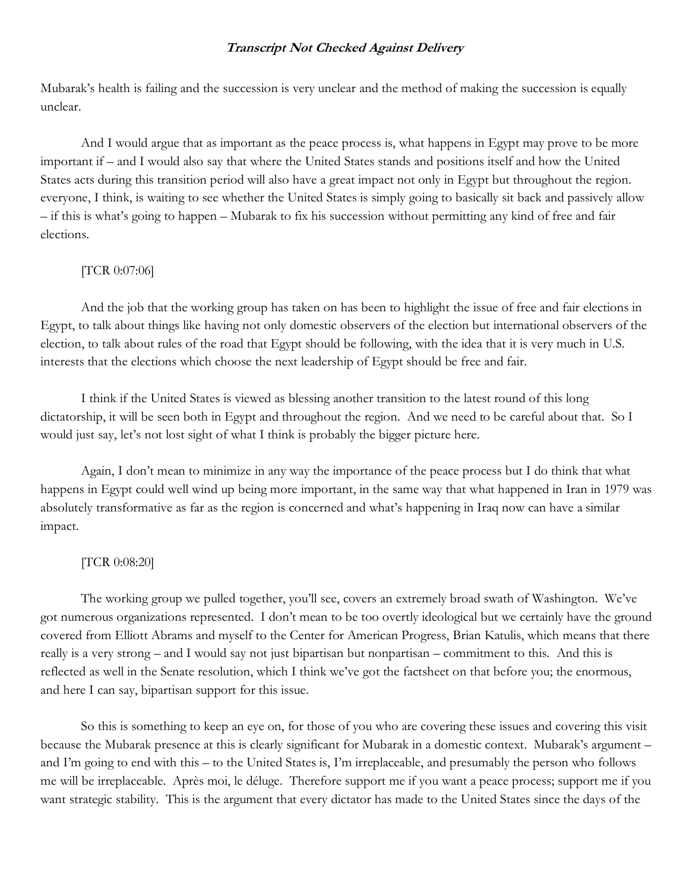***Transcript Not Checked Against Delivery***

Mubarak's health is failing and the succession is very unclear and the method of making the succession is equally unclear.

And I would argue that as important as the peace process is, what happens in Egypt may prove to be more important if – and I would also say that where the United States stands and positions itself and how the United States acts during this transition period will also have a great impact not only in Egypt but throughout the region. everyone, I think, is waiting to see whether the United States is simply going to basically sit back and passively allow – if this is what's going to happen – Mubarak to fix his succession without permitting any kind of free and fair elections.

[TCR 0:07:06]

And the job that the working group has taken on has been to highlight the issue of free and fair elections in Egypt, to talk about things like having not only domestic observers of the election but international observers of the election, to talk about rules of the road that Egypt should be following, with the idea that it is very much in U.S. interests that the elections which choose the next leadership of Egypt should be free and fair.

I think if the United States is viewed as blessing another transition to the latest round of this long dictatorship, it will be seen both in Egypt and throughout the region. And we need to be careful about that. So I would just say, let's not lost sight of what I think is probably the bigger picture here.

Again, I don't mean to minimize in any way the importance of the peace process but I do think that what happens in Egypt could well wind up being more important, in the same way that what happened in Iran in 1979 was absolutely transformative as far as the region is concerned and what's happening in Iraq now can have a similar impact.

[TCR 0:08:20]

The working group we pulled together, you'll see, covers an extremely broad swath of Washington. We've got numerous organizations represented. I don't mean to be too overtly ideological but we certainly have the ground covered from Elliott Abrams and myself to the Center for American Progress, Brian Katulis, which means that there really is a very strong – and I would say not just bipartisan but nonpartisan – commitment to this. And this is reflected as well in the Senate resolution, which I think we've got the factsheet on that before you; the enormous, and here I can say, bipartisan support for this issue.

So this is something to keep an eye on, for those of you who are covering these issues and covering this visit because the Mubarak presence at this is clearly significant for Mubarak in a domestic context. Mubarak's argument – and I'm going to end with this – to the United States is, I'm irreplaceable, and presumably the person who follows me will be irreplaceable. Après moi, le déluge. Therefore support me if you want a peace process; support me if you want strategic stability. This is the argument that every dictator has made to the United States since the days of the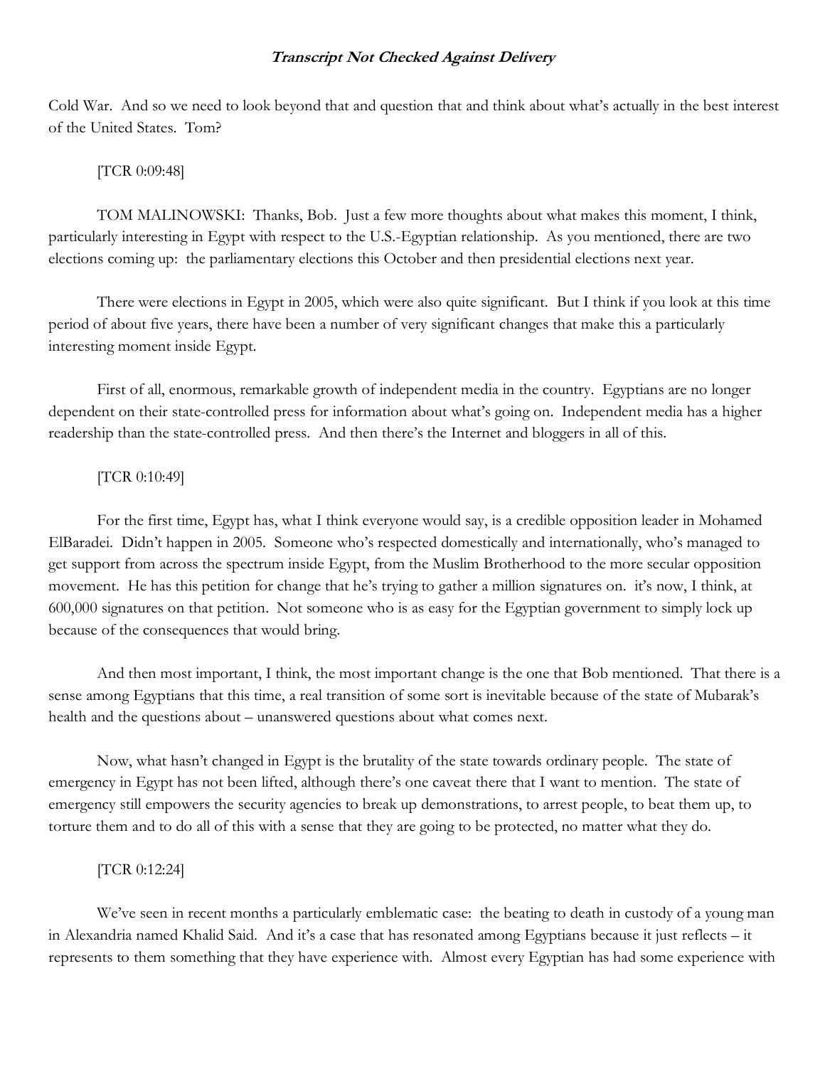Cold War. And so we need to look beyond that and question that and think about what's actually in the best interest of the United States. Tom?

[TCR 0:09:48]

TOM MALINOWSKI: Thanks, Bob. Just a few more thoughts about what makes this moment, I think, particularly interesting in Egypt with respect to the U.S.-Egyptian relationship. As you mentioned, there are two elections coming up: the parliamentary elections this October and then presidential elections next year.

There were elections in Egypt in 2005, which were also quite significant. But I think if you look at this time period of about five years, there have been a number of very significant changes that make this a particularly interesting moment inside Egypt.

First of all, enormous, remarkable growth of independent media in the country. Egyptians are no longer dependent on their state-controlled press for information about what's going on. Independent media has a higher readership than the state-controlled press. And then there's the Internet and bloggers in all of this.

[TCR 0:10:49]

For the first time, Egypt has, what I think everyone would say, is a credible opposition leader in Mohamed ElBaradei. Didn't happen in 2005. Someone who's respected domestically and internationally, who's managed to get support from across the spectrum inside Egypt, from the Muslim Brotherhood to the more secular opposition movement. He has this petition for change that he's trying to gather a million signatures on. it's now, I think, at 600,000 signatures on that petition. Not someone who is as easy for the Egyptian government to simply lock up because of the consequences that would bring.

And then most important, I think, the most important change is the one that Bob mentioned. That there is a sense among Egyptians that this time, a real transition of some sort is inevitable because of the state of Mubarak's health and the questions about – unanswered questions about what comes next.

Now, what hasn't changed in Egypt is the brutality of the state towards ordinary people. The state of emergency in Egypt has not been lifted, although there's one caveat there that I want to mention. The state of emergency still empowers the security agencies to break up demonstrations, to arrest people, to beat them up, to torture them and to do all of this with a sense that they are going to be protected, no matter what they do.

[TCR 0:12:24]

We've seen in recent months a particularly emblematic case: the beating to death in custody of a young man in Alexandria named Khalid Said. And it's a case that has resonated among Egyptians because it just reflects – it represents to them something that they have experience with. Almost every Egyptian has had some experience with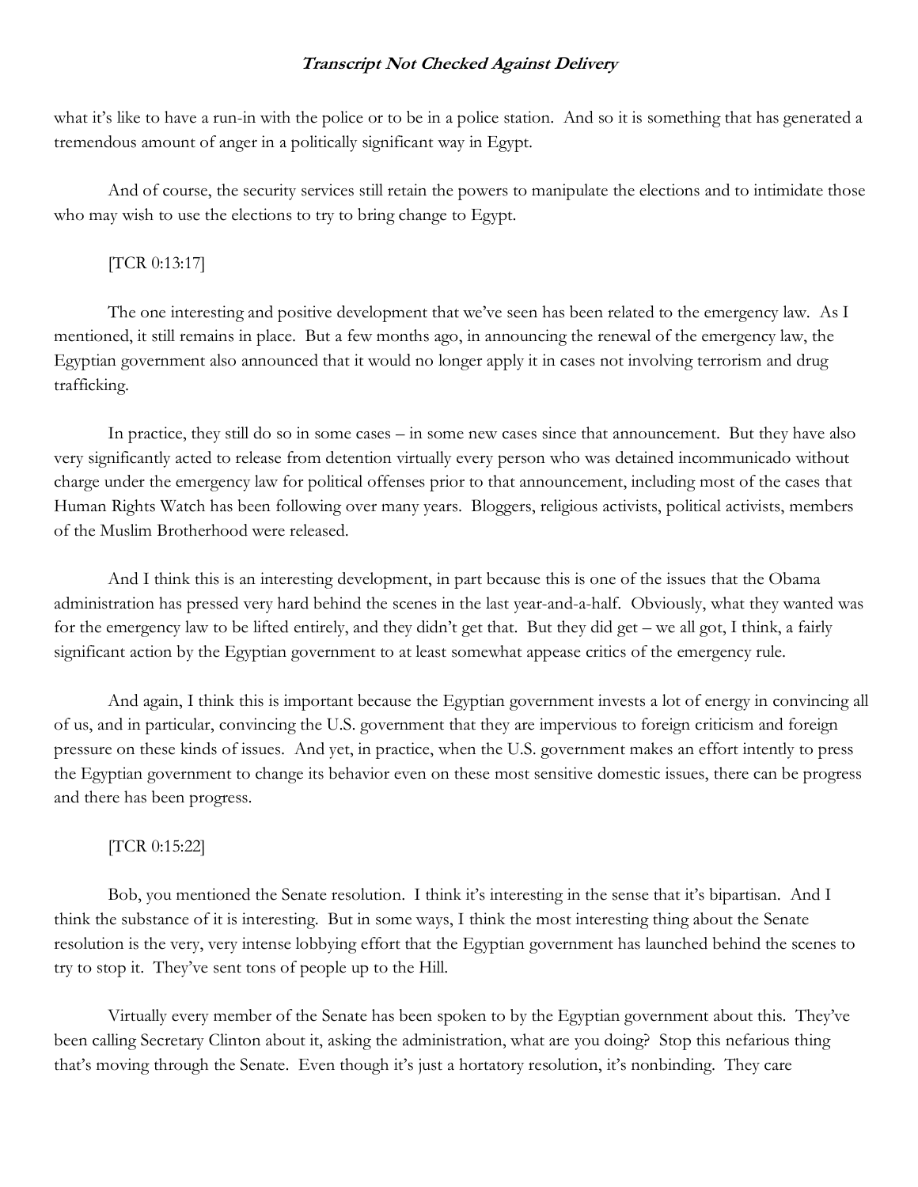what it's like to have a run-in with the police or to be in a police station. And so it is something that has generated a tremendous amount of anger in a politically significant way in Egypt.

And of course, the security services still retain the powers to manipulate the elections and to intimidate those who may wish to use the elections to try to bring change to Egypt.

[TCR 0:13:17]

The one interesting and positive development that we've seen has been related to the emergency law. As I mentioned, it still remains in place. But a few months ago, in announcing the renewal of the emergency law, the Egyptian government also announced that it would no longer apply it in cases not involving terrorism and drug trafficking.

In practice, they still do so in some cases – in some new cases since that announcement. But they have also very significantly acted to release from detention virtually every person who was detained incommunicado without charge under the emergency law for political offenses prior to that announcement, including most of the cases that Human Rights Watch has been following over many years. Bloggers, religious activists, political activists, members of the Muslim Brotherhood were released.

And I think this is an interesting development, in part because this is one of the issues that the Obama administration has pressed very hard behind the scenes in the last year-and-a-half. Obviously, what they wanted was for the emergency law to be lifted entirely, and they didn't get that. But they did get – we all got, I think, a fairly significant action by the Egyptian government to at least somewhat appease critics of the emergency rule.

And again, I think this is important because the Egyptian government invests a lot of energy in convincing all of us, and in particular, convincing the U.S. government that they are impervious to foreign criticism and foreign pressure on these kinds of issues. And yet, in practice, when the U.S. government makes an effort intently to press the Egyptian government to change its behavior even on these most sensitive domestic issues, there can be progress and there has been progress.

[TCR 0:15:22]

Bob, you mentioned the Senate resolution. I think it's interesting in the sense that it's bipartisan. And I think the substance of it is interesting. But in some ways, I think the most interesting thing about the Senate resolution is the very, very intense lobbying effort that the Egyptian government has launched behind the scenes to try to stop it. They've sent tons of people up to the Hill.

Virtually every member of the Senate has been spoken to by the Egyptian government about this. They've been calling Secretary Clinton about it, asking the administration, what are you doing? Stop this nefarious thing that's moving through the Senate. Even though it's just a hortatory resolution, it's nonbinding. They care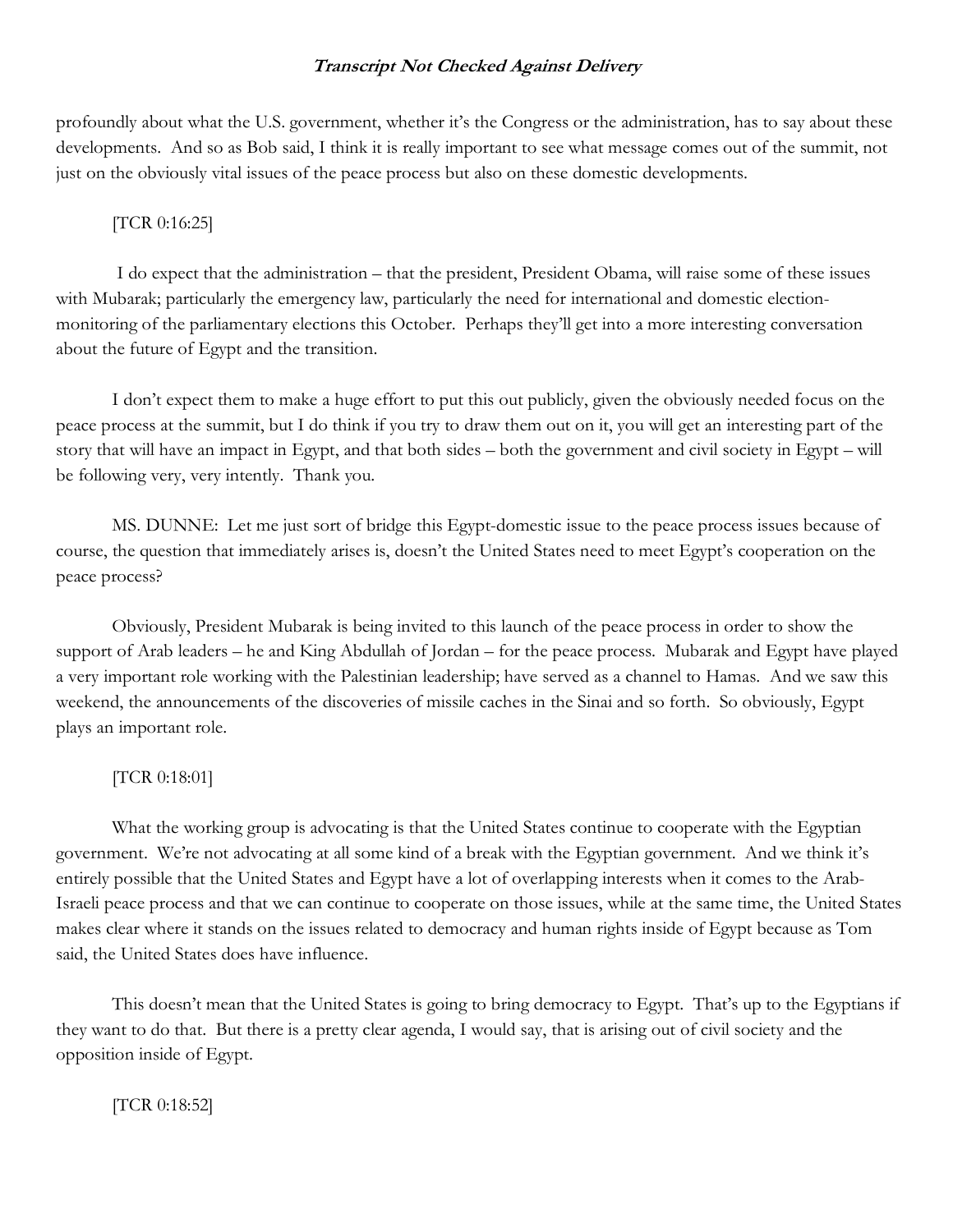profoundly about what the U.S. government, whether it's the Congress or the administration, has to say about these developments. And so as Bob said, I think it is really important to see what message comes out of the summit, not just on the obviously vital issues of the peace process but also on these domestic developments.

[TCR 0:16:25]

I do expect that the administration – that the president, President Obama, will raise some of these issues with Mubarak; particularly the emergency law, particularly the need for international and domestic election-monitoring of the parliamentary elections this October. Perhaps they'll get into a more interesting conversation about the future of Egypt and the transition.

I don't expect them to make a huge effort to put this out publicly, given the obviously needed focus on the peace process at the summit, but I do think if you try to draw them out on it, you will get an interesting part of the story that will have an impact in Egypt, and that both sides – both the government and civil society in Egypt – will be following very, very intently. Thank you.

MS. DUNNE: Let me just sort of bridge this Egypt-domestic issue to the peace process issues because of course, the question that immediately arises is, doesn't the United States need to meet Egypt's cooperation on the peace process?

Obviously, President Mubarak is being invited to this launch of the peace process in order to show the support of Arab leaders – he and King Abdullah of Jordan – for the peace process. Mubarak and Egypt have played a very important role working with the Palestinian leadership; have served as a channel to Hamas. And we saw this weekend, the announcements of the discoveries of missile caches in the Sinai and so forth. So obviously, Egypt plays an important role.

[TCR 0:18:01]

What the working group is advocating is that the United States continue to cooperate with the Egyptian government. We're not advocating at all some kind of a break with the Egyptian government. And we think it's entirely possible that the United States and Egypt have a lot of overlapping interests when it comes to the Arab-Israeli peace process and that we can continue to cooperate on those issues, while at the same time, the United States makes clear where it stands on the issues related to democracy and human rights inside of Egypt because as Tom said, the United States does have influence.

This doesn't mean that the United States is going to bring democracy to Egypt. That's up to the Egyptians if they want to do that. But there is a pretty clear agenda, I would say, that is arising out of civil society and the opposition inside of Egypt.

[TCR 0:18:52]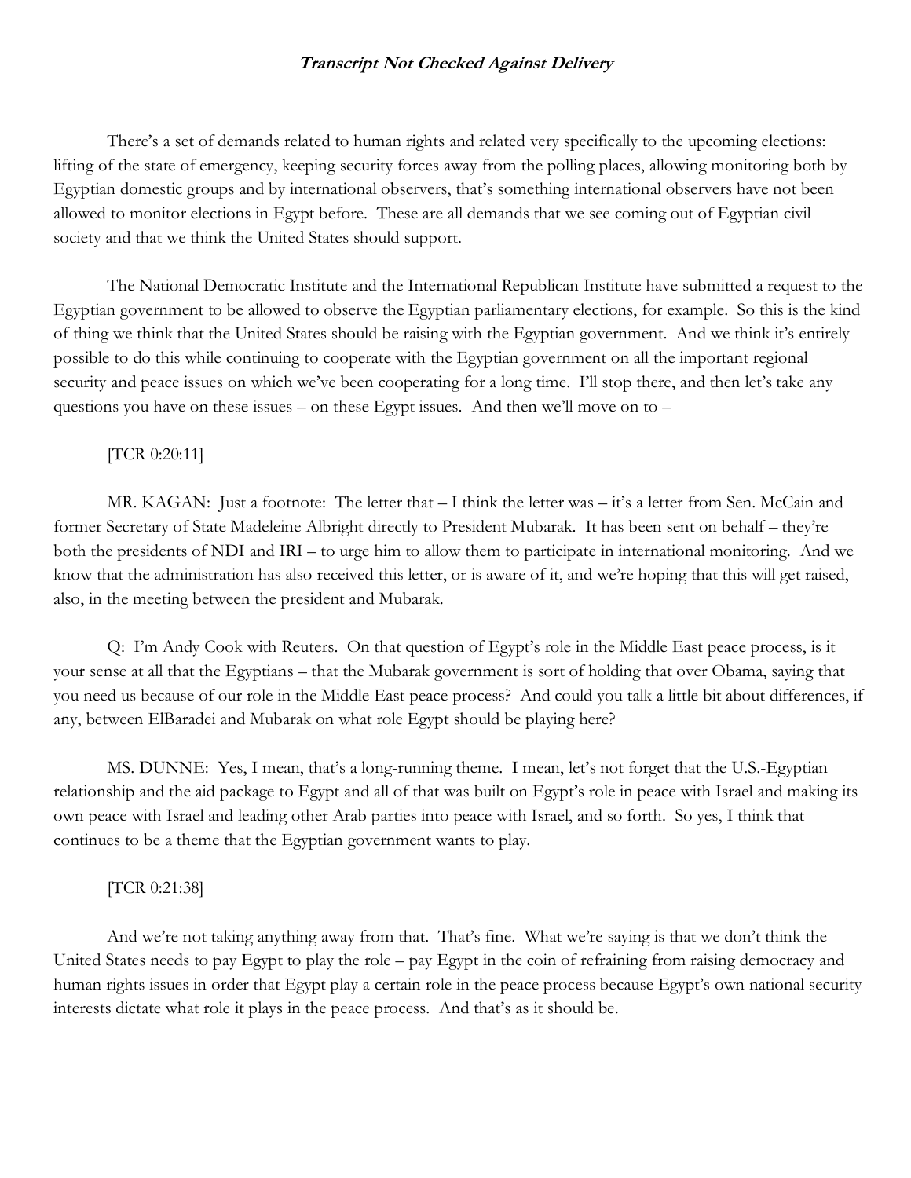There's a set of demands related to human rights and related very specifically to the upcoming elections: lifting of the state of emergency, keeping security forces away from the polling places, allowing monitoring both by Egyptian domestic groups and by international observers, that's something international observers have not been allowed to monitor elections in Egypt before. These are all demands that we see coming out of Egyptian civil society and that we think the United States should support.

The National Democratic Institute and the International Republican Institute have submitted a request to the Egyptian government to be allowed to observe the Egyptian parliamentary elections, for example. So this is the kind of thing we think that the United States should be raising with the Egyptian government. And we think it's entirely possible to do this while continuing to cooperate with the Egyptian government on all the important regional security and peace issues on which we've been cooperating for a long time. I'll stop there, and then let's take any questions you have on these issues – on these Egypt issues. And then we'll move on to –

[TCR 0:20:11]

MR. KAGAN: Just a footnote: The letter that – I think the letter was – it's a letter from Sen. McCain and former Secretary of State Madeleine Albright directly to President Mubarak. It has been sent on behalf – they're both the presidents of NDI and IRI – to urge him to allow them to participate in international monitoring. And we know that the administration has also received this letter, or is aware of it, and we're hoping that this will get raised, also, in the meeting between the president and Mubarak.

Q: I'm Andy Cook with Reuters. On that question of Egypt's role in the Middle East peace process, is it your sense at all that the Egyptians – that the Mubarak government is sort of holding that over Obama, saying that you need us because of our role in the Middle East peace process? And could you talk a little bit about differences, if any, between ElBaradei and Mubarak on what role Egypt should be playing here?

MS. DUNNE: Yes, I mean, that's a long-running theme. I mean, let's not forget that the U.S.-Egyptian relationship and the aid package to Egypt and all of that was built on Egypt's role in peace with Israel and making its own peace with Israel and leading other Arab parties into peace with Israel, and so forth. So yes, I think that continues to be a theme that the Egyptian government wants to play.

[TCR 0:21:38]

And we're not taking anything away from that. That's fine. What we're saying is that we don't think the United States needs to pay Egypt to play the role – pay Egypt in the coin of refraining from raising democracy and human rights issues in order that Egypt play a certain role in the peace process because Egypt's own national security interests dictate what role it plays in the peace process. And that's as it should be.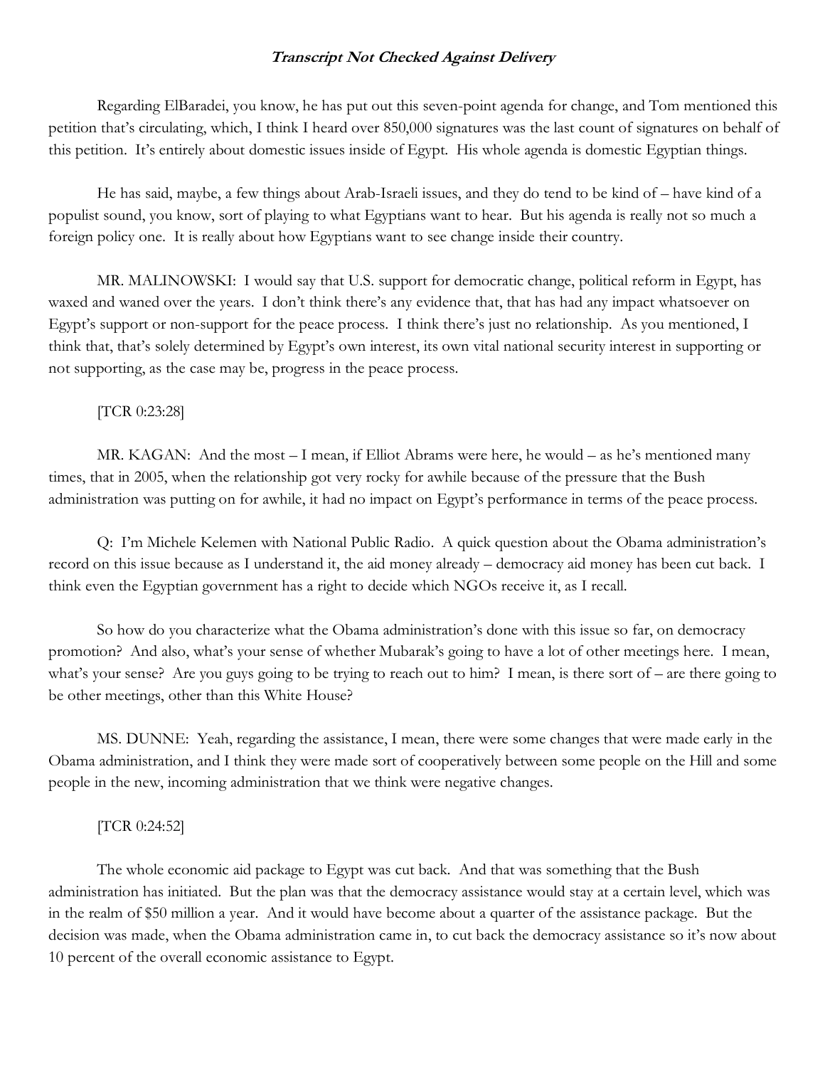***Transcript Not Checked Against Delivery***

Regarding ElBaradei, you know, he has put out this seven-point agenda for change, and Tom mentioned this petition that's circulating, which, I think I heard over 850,000 signatures was the last count of signatures on behalf of this petition. It's entirely about domestic issues inside of Egypt. His whole agenda is domestic Egyptian things.

He has said, maybe, a few things about Arab-Israeli issues, and they do tend to be kind of – have kind of a populist sound, you know, sort of playing to what Egyptians want to hear. But his agenda is really not so much a foreign policy one. It is really about how Egyptians want to see change inside their country.

MR. MALINOWSKI: I would say that U.S. support for democratic change, political reform in Egypt, has waxed and waned over the years. I don't think there's any evidence that, that has had any impact whatsoever on Egypt's support or non-support for the peace process. I think there's just no relationship. As you mentioned, I think that, that's solely determined by Egypt's own interest, its own vital national security interest in supporting or not supporting, as the case may be, progress in the peace process.

[TCR 0:23:28]

MR. KAGAN: And the most – I mean, if Elliot Abrams were here, he would – as he's mentioned many times, that in 2005, when the relationship got very rocky for awhile because of the pressure that the Bush administration was putting on for awhile, it had no impact on Egypt's performance in terms of the peace process.

Q: I'm Michele Kelemen with National Public Radio. A quick question about the Obama administration's record on this issue because as I understand it, the aid money already – democracy aid money has been cut back. I think even the Egyptian government has a right to decide which NGOs receive it, as I recall.

So how do you characterize what the Obama administration's done with this issue so far, on democracy promotion? And also, what's your sense of whether Mubarak's going to have a lot of other meetings here. I mean, what's your sense? Are you guys going to be trying to reach out to him? I mean, is there sort of – are there going to be other meetings, other than this White House?

MS. DUNNE: Yeah, regarding the assistance, I mean, there were some changes that were made early in the Obama administration, and I think they were made sort of cooperatively between some people on the Hill and some people in the new, incoming administration that we think were negative changes.

[TCR 0:24:52]

The whole economic aid package to Egypt was cut back. And that was something that the Bush administration has initiated. But the plan was that the democracy assistance would stay at a certain level, which was in the realm of $50 million a year. And it would have become about a quarter of the assistance package. But the decision was made, when the Obama administration came in, to cut back the democracy assistance so it's now about 10 percent of the overall economic assistance to Egypt.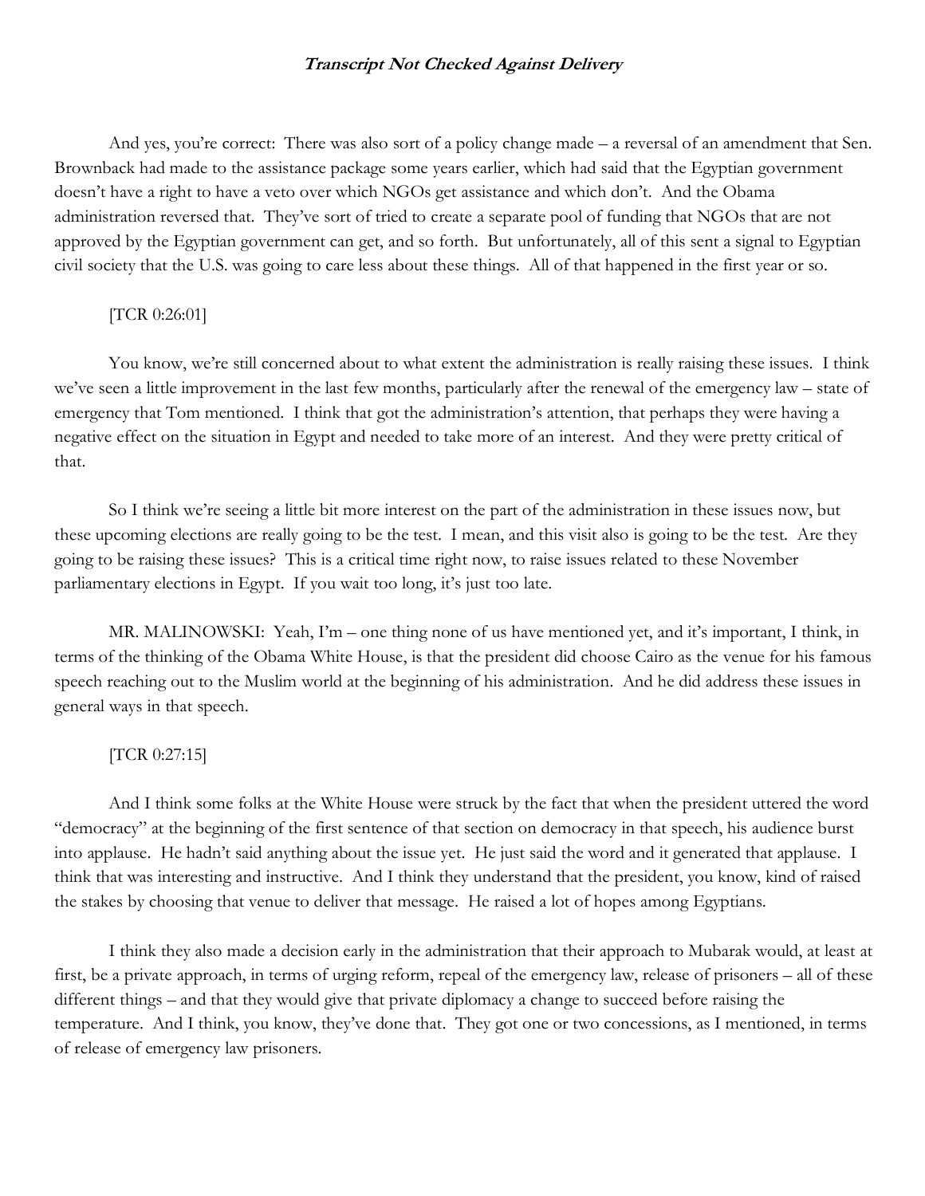***Transcript Not Checked Against Delivery***

And yes, you're correct: There was also sort of a policy change made – a reversal of an amendment that Sen. Brownback had made to the assistance package some years earlier, which had said that the Egyptian government doesn't have a right to have a veto over which NGOs get assistance and which don't. And the Obama administration reversed that. They've sort of tried to create a separate pool of funding that NGOs that are not approved by the Egyptian government can get, and so forth. But unfortunately, all of this sent a signal to Egyptian civil society that the U.S. was going to care less about these things. All of that happened in the first year or so.

[TCR 0:26:01]

You know, we're still concerned about to what extent the administration is really raising these issues. I think we've seen a little improvement in the last few months, particularly after the renewal of the emergency law – state of emergency that Tom mentioned. I think that got the administration's attention, that perhaps they were having a negative effect on the situation in Egypt and needed to take more of an interest. And they were pretty critical of that.

So I think we're seeing a little bit more interest on the part of the administration in these issues now, but these upcoming elections are really going to be the test. I mean, and this visit also is going to be the test. Are they going to be raising these issues? This is a critical time right now, to raise issues related to these November parliamentary elections in Egypt. If you wait too long, it's just too late.

MR. MALINOWSKI: Yeah, I'm – one thing none of us have mentioned yet, and it's important, I think, in terms of the thinking of the Obama White House, is that the president did choose Cairo as the venue for his famous speech reaching out to the Muslim world at the beginning of his administration. And he did address these issues in general ways in that speech.

[TCR 0:27:15]

And I think some folks at the White House were struck by the fact that when the president uttered the word "democracy" at the beginning of the first sentence of that section on democracy in that speech, his audience burst into applause. He hadn't said anything about the issue yet. He just said the word and it generated that applause. I think that was interesting and instructive. And I think they understand that the president, you know, kind of raised the stakes by choosing that venue to deliver that message. He raised a lot of hopes among Egyptians.

I think they also made a decision early in the administration that their approach to Mubarak would, at least at first, be a private approach, in terms of urging reform, repeal of the emergency law, release of prisoners – all of these different things – and that they would give that private diplomacy a change to succeed before raising the temperature. And I think, you know, they've done that. They got one or two concessions, as I mentioned, in terms of release of emergency law prisoners.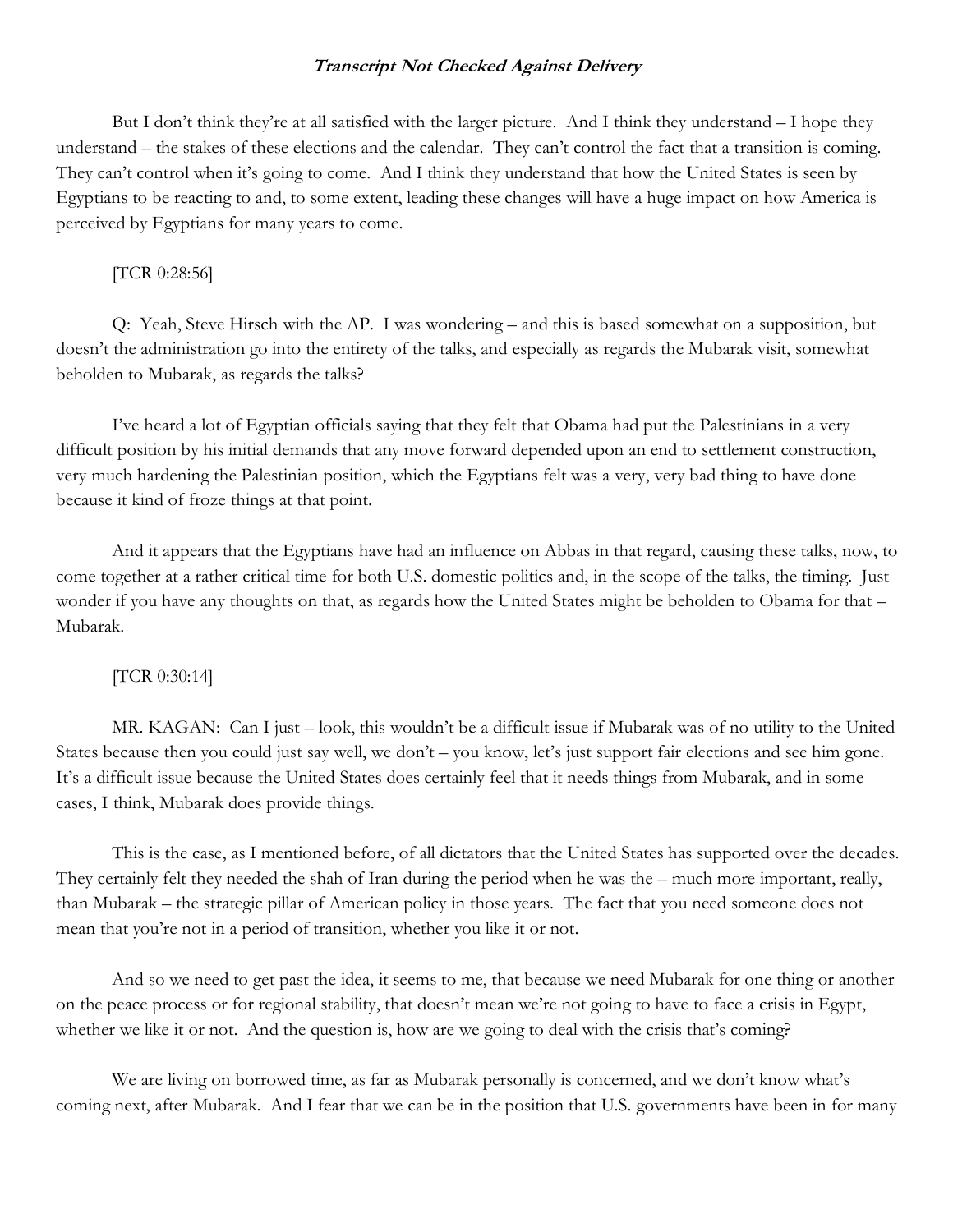*Transcript Not Checked Against Delivery*

But I don't think they're at all satisfied with the larger picture. And I think they understand – I hope they understand – the stakes of these elections and the calendar. They can't control the fact that a transition is coming. They can't control when it's going to come. And I think they understand that how the United States is seen by Egyptians to be reacting to and, to some extent, leading these changes will have a huge impact on how America is perceived by Egyptians for many years to come.

[TCR 0:28:56]

Q: Yeah, Steve Hirsch with the AP. I was wondering – and this is based somewhat on a supposition, but doesn't the administration go into the entirety of the talks, and especially as regards the Mubarak visit, somewhat beholden to Mubarak, as regards the talks?

I've heard a lot of Egyptian officials saying that they felt that Obama had put the Palestinians in a very difficult position by his initial demands that any move forward depended upon an end to settlement construction, very much hardening the Palestinian position, which the Egyptians felt was a very, very bad thing to have done because it kind of froze things at that point.

And it appears that the Egyptians have had an influence on Abbas in that regard, causing these talks, now, to come together at a rather critical time for both U.S. domestic politics and, in the scope of the talks, the timing. Just wonder if you have any thoughts on that, as regards how the United States might be beholden to Obama for that – Mubarak.

[TCR 0:30:14]

MR. KAGAN: Can I just – look, this wouldn't be a difficult issue if Mubarak was of no utility to the United States because then you could just say well, we don't – you know, let's just support fair elections and see him gone. It's a difficult issue because the United States does certainly feel that it needs things from Mubarak, and in some cases, I think, Mubarak does provide things.

This is the case, as I mentioned before, of all dictators that the United States has supported over the decades. They certainly felt they needed the shah of Iran during the period when he was the – much more important, really, than Mubarak – the strategic pillar of American policy in those years. The fact that you need someone does not mean that you're not in a period of transition, whether you like it or not.

And so we need to get past the idea, it seems to me, that because we need Mubarak for one thing or another on the peace process or for regional stability, that doesn't mean we're not going to have to face a crisis in Egypt, whether we like it or not. And the question is, how are we going to deal with the crisis that's coming?

We are living on borrowed time, as far as Mubarak personally is concerned, and we don't know what's coming next, after Mubarak. And I fear that we can be in the position that U.S. governments have been in for many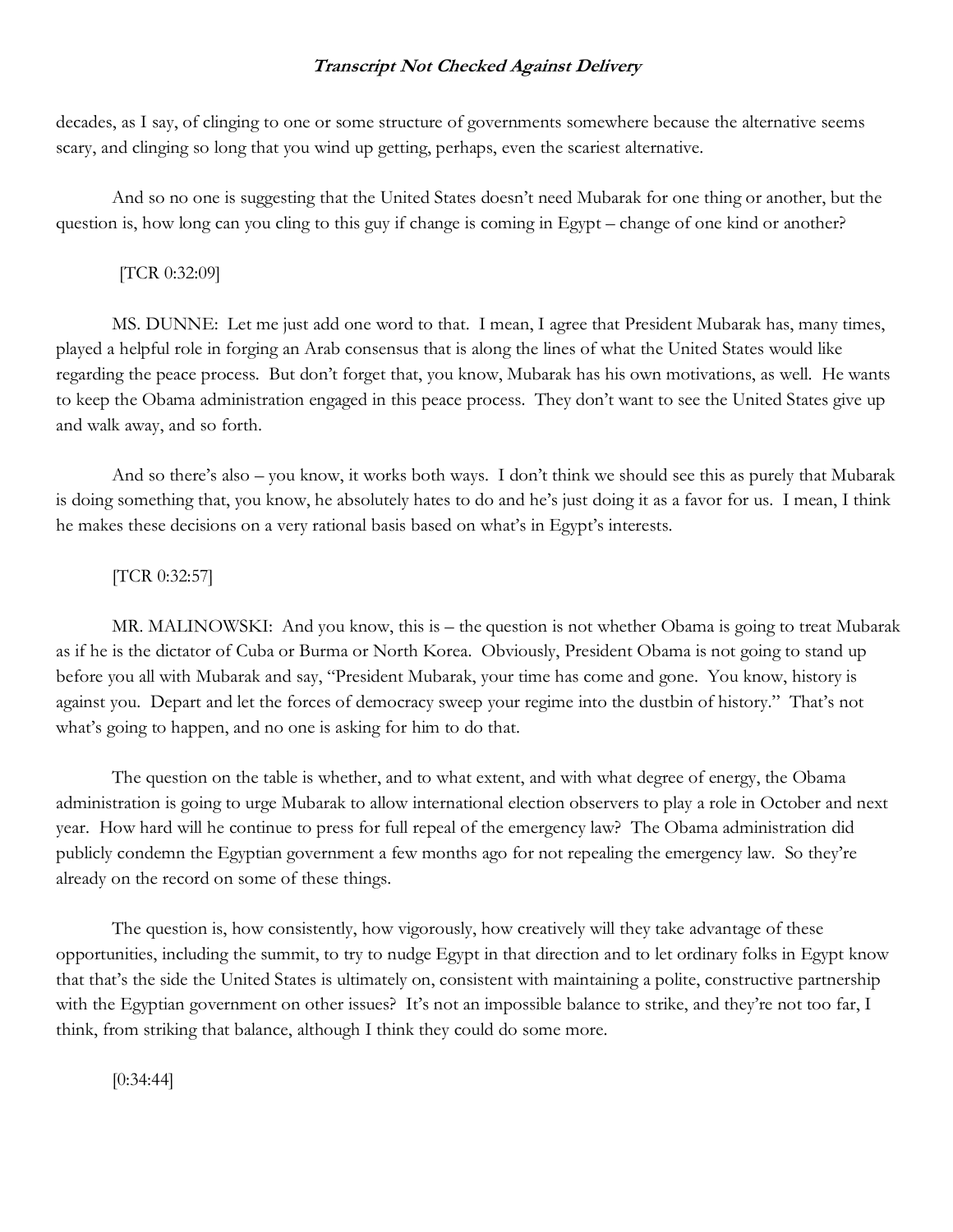decades, as I say, of clinging to one or some structure of governments somewhere because the alternative seems scary, and clinging so long that you wind up getting, perhaps, even the scariest alternative.

And so no one is suggesting that the United States doesn't need Mubarak for one thing or another, but the question is, how long can you cling to this guy if change is coming in Egypt – change of one kind or another?

[TCR 0:32:09]

MS. DUNNE: Let me just add one word to that. I mean, I agree that President Mubarak has, many times, played a helpful role in forging an Arab consensus that is along the lines of what the United States would like regarding the peace process. But don't forget that, you know, Mubarak has his own motivations, as well. He wants to keep the Obama administration engaged in this peace process. They don't want to see the United States give up and walk away, and so forth.

And so there's also – you know, it works both ways. I don't think we should see this as purely that Mubarak is doing something that, you know, he absolutely hates to do and he's just doing it as a favor for us. I mean, I think he makes these decisions on a very rational basis based on what's in Egypt's interests.

[TCR 0:32:57]

MR. MALINOWSKI: And you know, this is – the question is not whether Obama is going to treat Mubarak as if he is the dictator of Cuba or Burma or North Korea. Obviously, President Obama is not going to stand up before you all with Mubarak and say, "President Mubarak, your time has come and gone. You know, history is against you. Depart and let the forces of democracy sweep your regime into the dustbin of history." That's not what's going to happen, and no one is asking for him to do that.

The question on the table is whether, and to what extent, and with what degree of energy, the Obama administration is going to urge Mubarak to allow international election observers to play a role in October and next year. How hard will he continue to press for full repeal of the emergency law? The Obama administration did publicly condemn the Egyptian government a few months ago for not repealing the emergency law. So they're already on the record on some of these things.

The question is, how consistently, how vigorously, how creatively will they take advantage of these opportunities, including the summit, to try to nudge Egypt in that direction and to let ordinary folks in Egypt know that that's the side the United States is ultimately on, consistent with maintaining a polite, constructive partnership with the Egyptian government on other issues? It's not an impossible balance to strike, and they're not too far, I think, from striking that balance, although I think they could do some more.

[0:34:44]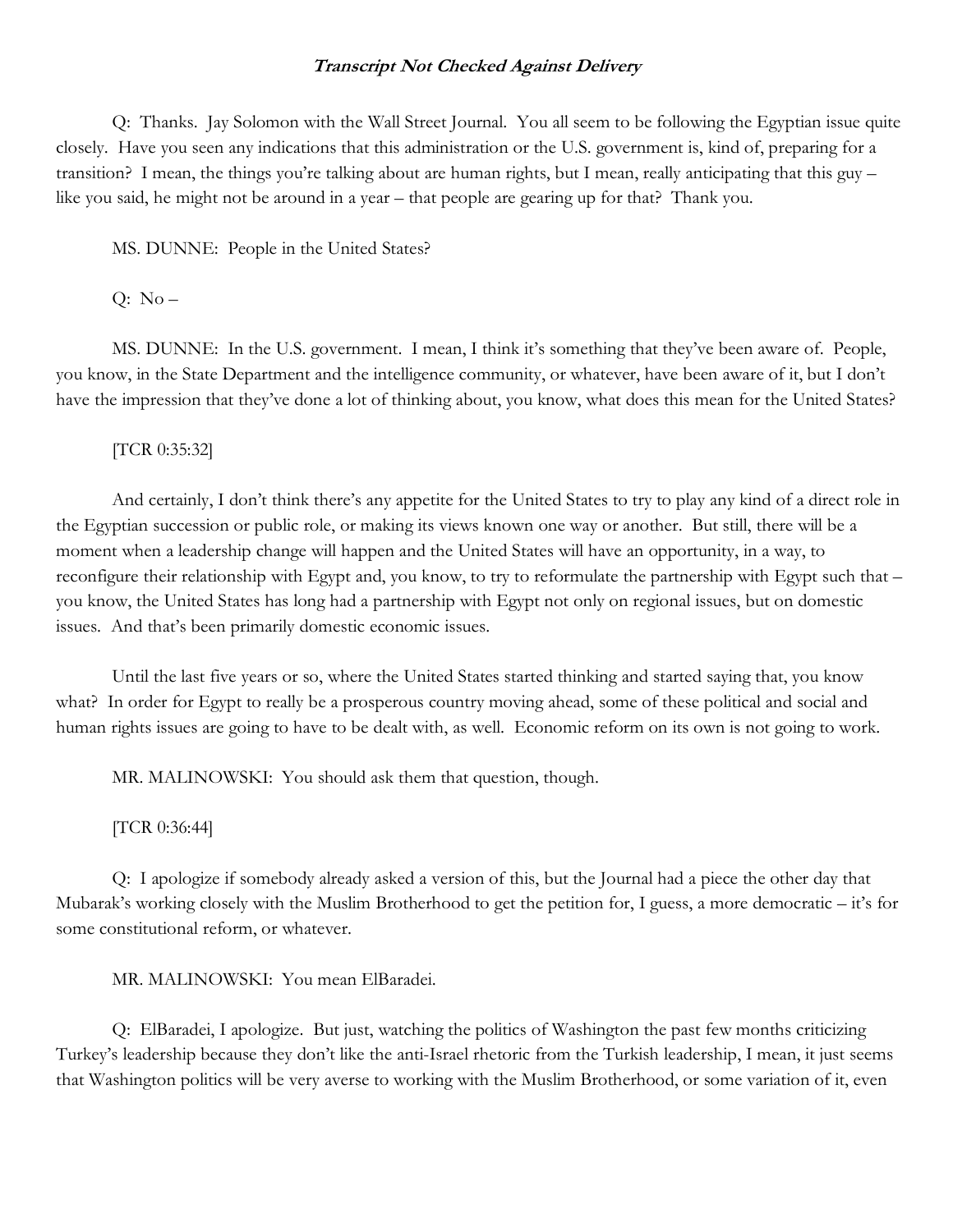***Transcript Not Checked Against Delivery***

Q: Thanks. Jay Solomon with the Wall Street Journal. You all seem to be following the Egyptian issue quite closely. Have you seen any indications that this administration or the U.S. government is, kind of, preparing for a transition? I mean, the things you're talking about are human rights, but I mean, really anticipating that this guy – like you said, he might not be around in a year – that people are gearing up for that? Thank you.

MS. DUNNE: People in the United States?

Q: No –

MS. DUNNE: In the U.S. government. I mean, I think it's something that they've been aware of. People, you know, in the State Department and the intelligence community, or whatever, have been aware of it, but I don't have the impression that they've done a lot of thinking about, you know, what does this mean for the United States?

[TCR 0:35:32]

And certainly, I don't think there's any appetite for the United States to try to play any kind of a direct role in the Egyptian succession or public role, or making its views known one way or another. But still, there will be a moment when a leadership change will happen and the United States will have an opportunity, in a way, to reconfigure their relationship with Egypt and, you know, to try to reformulate the partnership with Egypt such that – you know, the United States has long had a partnership with Egypt not only on regional issues, but on domestic issues. And that's been primarily domestic economic issues.

Until the last five years or so, where the United States started thinking and started saying that, you know what? In order for Egypt to really be a prosperous country moving ahead, some of these political and social and human rights issues are going to have to be dealt with, as well. Economic reform on its own is not going to work.

MR. MALINOWSKI: You should ask them that question, though.

[TCR 0:36:44]

Q: I apologize if somebody already asked a version of this, but the Journal had a piece the other day that Mubarak's working closely with the Muslim Brotherhood to get the petition for, I guess, a more democratic – it's for some constitutional reform, or whatever.

MR. MALINOWSKI: You mean ElBaradei.

Q: ElBaradei, I apologize. But just, watching the politics of Washington the past few months criticizing Turkey's leadership because they don't like the anti-Israel rhetoric from the Turkish leadership, I mean, it just seems that Washington politics will be very averse to working with the Muslim Brotherhood, or some variation of it, even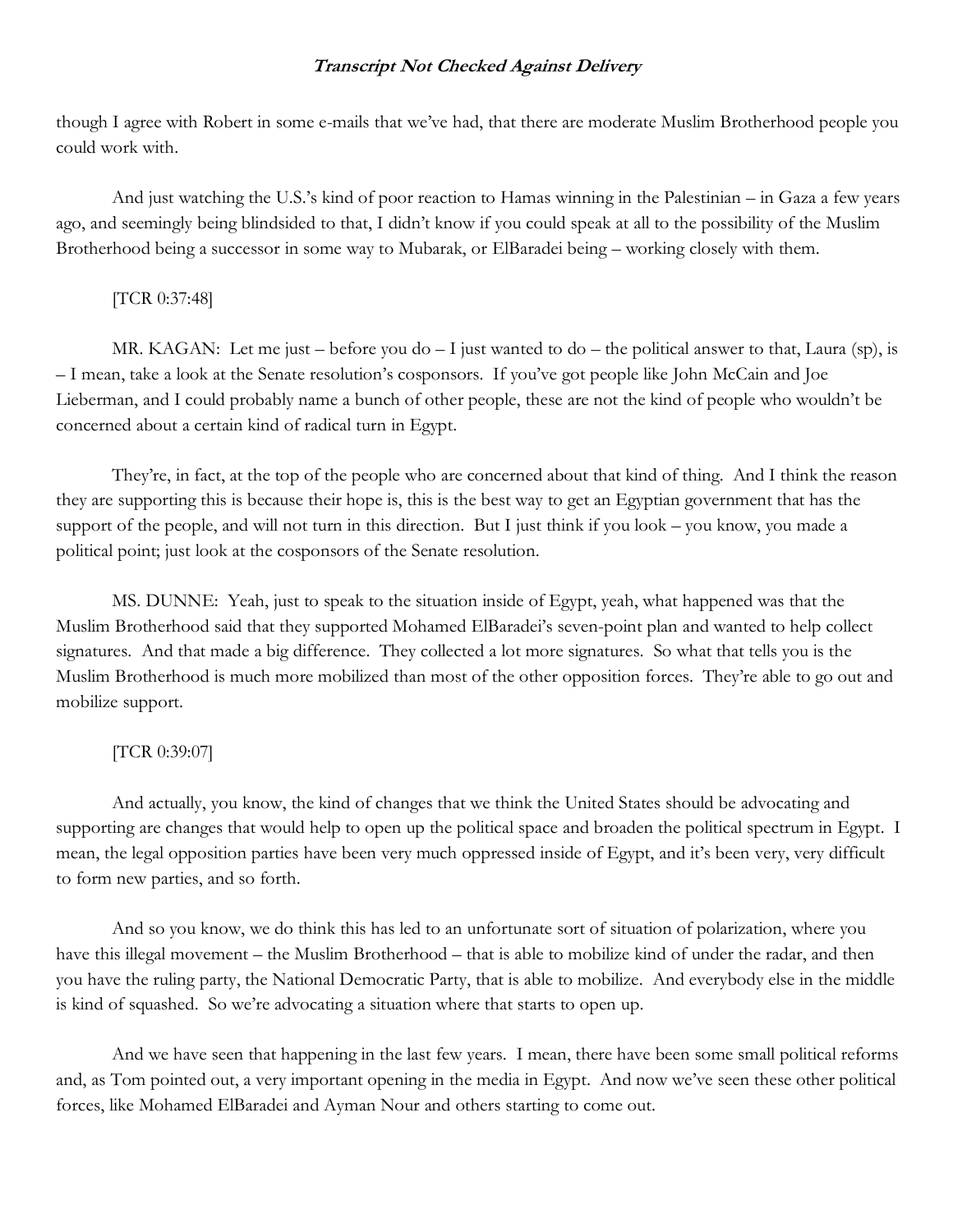though I agree with Robert in some e-mails that we've had, that there are moderate Muslim Brotherhood people you could work with.

And just watching the U.S.'s kind of poor reaction to Hamas winning in the Palestinian – in Gaza a few years ago, and seemingly being blindsided to that, I didn't know if you could speak at all to the possibility of the Muslim Brotherhood being a successor in some way to Mubarak, or ElBaradei being – working closely with them.

[TCR 0:37:48]

MR. KAGAN: Let me just – before you do – I just wanted to do – the political answer to that, Laura (sp), is – I mean, take a look at the Senate resolution's cosponsors. If you've got people like John McCain and Joe Lieberman, and I could probably name a bunch of other people, these are not the kind of people who wouldn't be concerned about a certain kind of radical turn in Egypt.

They're, in fact, at the top of the people who are concerned about that kind of thing. And I think the reason they are supporting this is because their hope is, this is the best way to get an Egyptian government that has the support of the people, and will not turn in this direction. But I just think if you look – you know, you made a political point; just look at the cosponsors of the Senate resolution.

MS. DUNNE: Yeah, just to speak to the situation inside of Egypt, yeah, what happened was that the Muslim Brotherhood said that they supported Mohamed ElBaradei's seven-point plan and wanted to help collect signatures. And that made a big difference. They collected a lot more signatures. So what that tells you is the Muslim Brotherhood is much more mobilized than most of the other opposition forces. They're able to go out and mobilize support.

[TCR 0:39:07]

And actually, you know, the kind of changes that we think the United States should be advocating and supporting are changes that would help to open up the political space and broaden the political spectrum in Egypt. I mean, the legal opposition parties have been very much oppressed inside of Egypt, and it's been very, very difficult to form new parties, and so forth.

And so you know, we do think this has led to an unfortunate sort of situation of polarization, where you have this illegal movement – the Muslim Brotherhood – that is able to mobilize kind of under the radar, and then you have the ruling party, the National Democratic Party, that is able to mobilize. And everybody else in the middle is kind of squashed. So we're advocating a situation where that starts to open up.

And we have seen that happening in the last few years. I mean, there have been some small political reforms and, as Tom pointed out, a very important opening in the media in Egypt. And now we've seen these other political forces, like Mohamed ElBaradei and Ayman Nour and others starting to come out.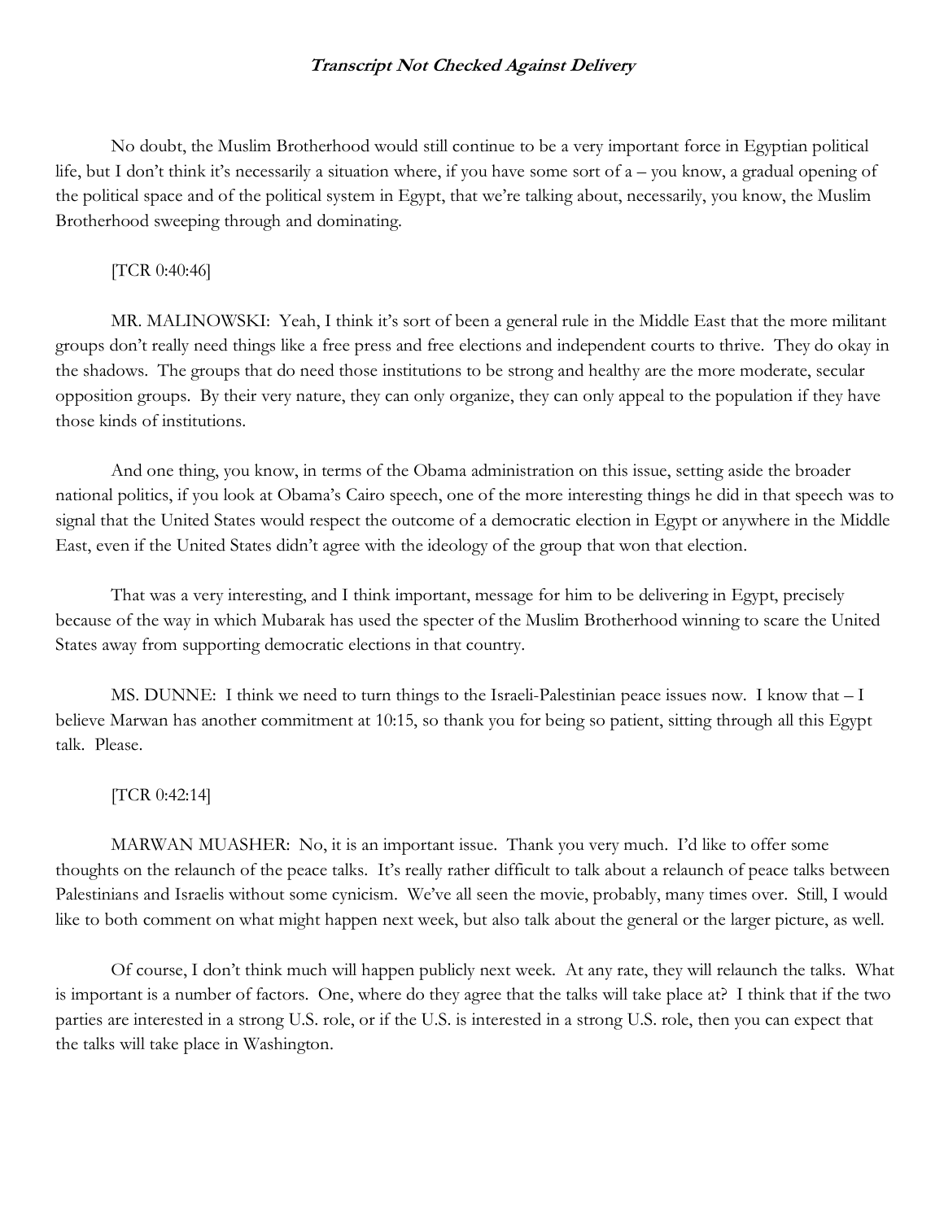No doubt, the Muslim Brotherhood would still continue to be a very important force in Egyptian political life, but I don't think it's necessarily a situation where, if you have some sort of a – you know, a gradual opening of the political space and of the political system in Egypt, that we're talking about, necessarily, you know, the Muslim Brotherhood sweeping through and dominating.

[TCR 0:40:46]

MR. MALINOWSKI: Yeah, I think it's sort of been a general rule in the Middle East that the more militant groups don't really need things like a free press and free elections and independent courts to thrive. They do okay in the shadows. The groups that do need those institutions to be strong and healthy are the more moderate, secular opposition groups. By their very nature, they can only organize, they can only appeal to the population if they have those kinds of institutions.

And one thing, you know, in terms of the Obama administration on this issue, setting aside the broader national politics, if you look at Obama's Cairo speech, one of the more interesting things he did in that speech was to signal that the United States would respect the outcome of a democratic election in Egypt or anywhere in the Middle East, even if the United States didn't agree with the ideology of the group that won that election.

That was a very interesting, and I think important, message for him to be delivering in Egypt, precisely because of the way in which Mubarak has used the specter of the Muslim Brotherhood winning to scare the United States away from supporting democratic elections in that country.

MS. DUNNE: I think we need to turn things to the Israeli-Palestinian peace issues now. I know that – I believe Marwan has another commitment at 10:15, so thank you for being so patient, sitting through all this Egypt talk. Please.

[TCR 0:42:14]

MARWAN MUASHER: No, it is an important issue. Thank you very much. I'd like to offer some thoughts on the relaunch of the peace talks. It's really rather difficult to talk about a relaunch of peace talks between Palestinians and Israelis without some cynicism. We've all seen the movie, probably, many times over. Still, I would like to both comment on what might happen next week, but also talk about the general or the larger picture, as well.

Of course, I don't think much will happen publicly next week. At any rate, they will relaunch the talks. What is important is a number of factors. One, where do they agree that the talks will take place at? I think that if the two parties are interested in a strong U.S. role, or if the U.S. is interested in a strong U.S. role, then you can expect that the talks will take place in Washington.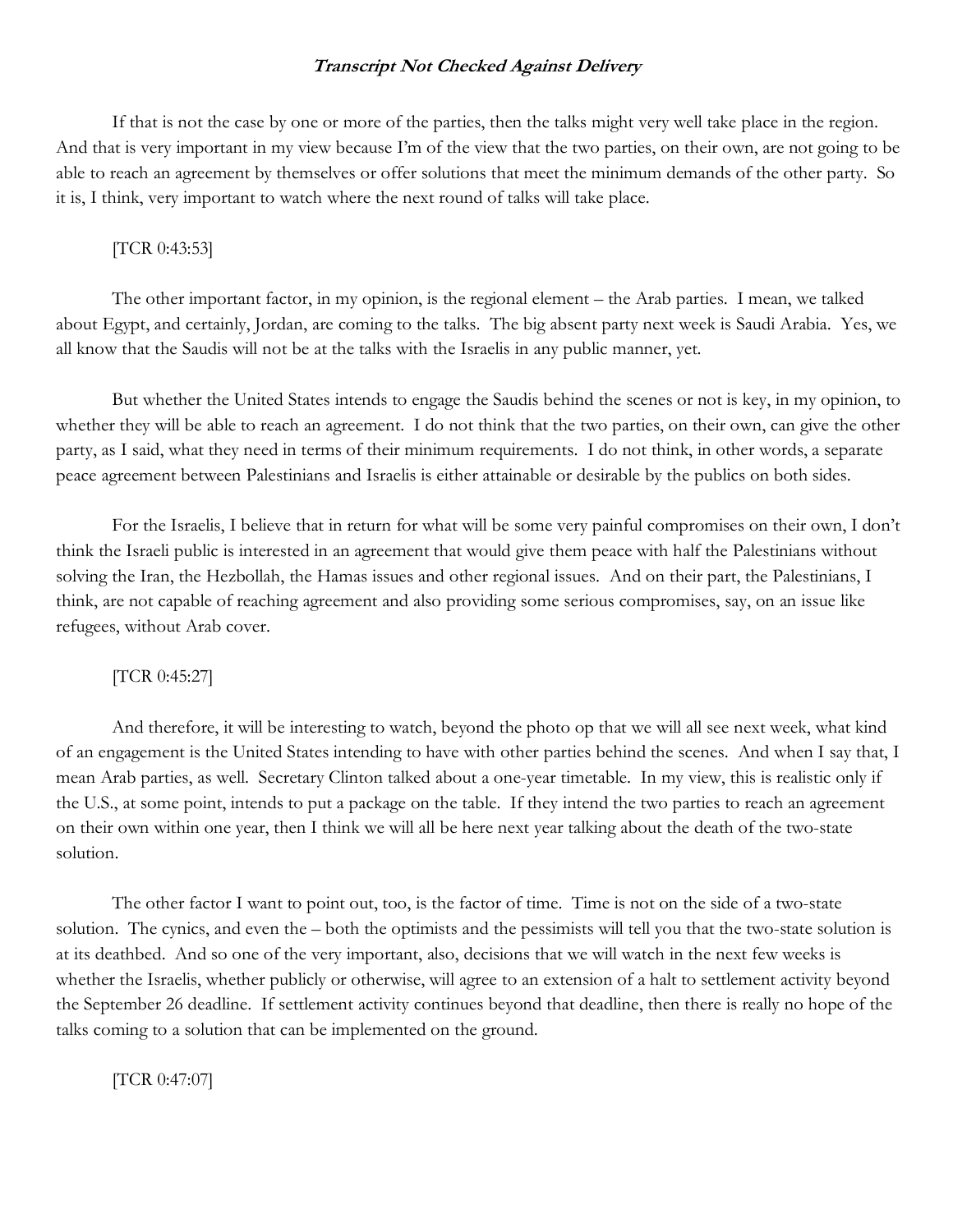If that is not the case by one or more of the parties, then the talks might very well take place in the region. And that is very important in my view because I'm of the view that the two parties, on their own, are not going to be able to reach an agreement by themselves or offer solutions that meet the minimum demands of the other party. So it is, I think, very important to watch where the next round of talks will take place.

[TCR 0:43:53]

The other important factor, in my opinion, is the regional element – the Arab parties. I mean, we talked about Egypt, and certainly, Jordan, are coming to the talks. The big absent party next week is Saudi Arabia. Yes, we all know that the Saudis will not be at the talks with the Israelis in any public manner, yet.

But whether the United States intends to engage the Saudis behind the scenes or not is key, in my opinion, to whether they will be able to reach an agreement. I do not think that the two parties, on their own, can give the other party, as I said, what they need in terms of their minimum requirements. I do not think, in other words, a separate peace agreement between Palestinians and Israelis is either attainable or desirable by the publics on both sides.

For the Israelis, I believe that in return for what will be some very painful compromises on their own, I don't think the Israeli public is interested in an agreement that would give them peace with half the Palestinians without solving the Iran, the Hezbollah, the Hamas issues and other regional issues. And on their part, the Palestinians, I think, are not capable of reaching agreement and also providing some serious compromises, say, on an issue like refugees, without Arab cover.

[TCR 0:45:27]

And therefore, it will be interesting to watch, beyond the photo op that we will all see next week, what kind of an engagement is the United States intending to have with other parties behind the scenes. And when I say that, I mean Arab parties, as well. Secretary Clinton talked about a one-year timetable. In my view, this is realistic only if the U.S., at some point, intends to put a package on the table. If they intend the two parties to reach an agreement on their own within one year, then I think we will all be here next year talking about the death of the two-state solution.

The other factor I want to point out, too, is the factor of time. Time is not on the side of a two-state solution. The cynics, and even the – both the optimists and the pessimists will tell you that the two-state solution is at its deathbed. And so one of the very important, also, decisions that we will watch in the next few weeks is whether the Israelis, whether publicly or otherwise, will agree to an extension of a halt to settlement activity beyond the September 26 deadline. If settlement activity continues beyond that deadline, then there is really no hope of the talks coming to a solution that can be implemented on the ground.

[TCR 0:47:07]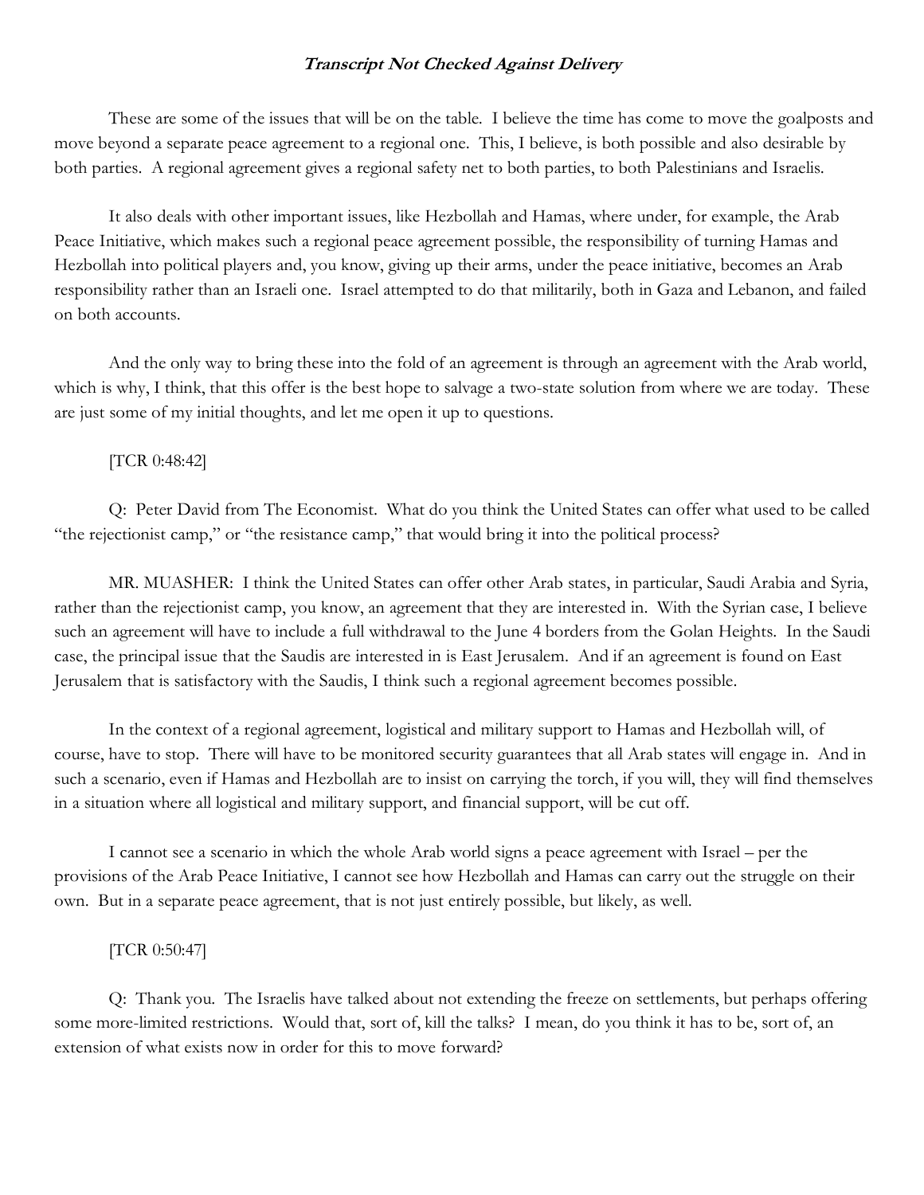*Transcript Not Checked Against Delivery*

These are some of the issues that will be on the table. I believe the time has come to move the goalposts and move beyond a separate peace agreement to a regional one. This, I believe, is both possible and also desirable by both parties. A regional agreement gives a regional safety net to both parties, to both Palestinians and Israelis.

It also deals with other important issues, like Hezbollah and Hamas, where under, for example, the Arab Peace Initiative, which makes such a regional peace agreement possible, the responsibility of turning Hamas and Hezbollah into political players and, you know, giving up their arms, under the peace initiative, becomes an Arab responsibility rather than an Israeli one. Israel attempted to do that militarily, both in Gaza and Lebanon, and failed on both accounts.

And the only way to bring these into the fold of an agreement is through an agreement with the Arab world, which is why, I think, that this offer is the best hope to salvage a two-state solution from where we are today. These are just some of my initial thoughts, and let me open it up to questions.

[TCR 0:48:42]

Q: Peter David from The Economist. What do you think the United States can offer what used to be called "the rejectionist camp," or "the resistance camp," that would bring it into the political process?

MR. MUASHER: I think the United States can offer other Arab states, in particular, Saudi Arabia and Syria, rather than the rejectionist camp, you know, an agreement that they are interested in. With the Syrian case, I believe such an agreement will have to include a full withdrawal to the June 4 borders from the Golan Heights. In the Saudi case, the principal issue that the Saudis are interested in is East Jerusalem. And if an agreement is found on East Jerusalem that is satisfactory with the Saudis, I think such a regional agreement becomes possible.

In the context of a regional agreement, logistical and military support to Hamas and Hezbollah will, of course, have to stop. There will have to be monitored security guarantees that all Arab states will engage in. And in such a scenario, even if Hamas and Hezbollah are to insist on carrying the torch, if you will, they will find themselves in a situation where all logistical and military support, and financial support, will be cut off.

I cannot see a scenario in which the whole Arab world signs a peace agreement with Israel – per the provisions of the Arab Peace Initiative, I cannot see how Hezbollah and Hamas can carry out the struggle on their own. But in a separate peace agreement, that is not just entirely possible, but likely, as well.

[TCR 0:50:47]

Q: Thank you. The Israelis have talked about not extending the freeze on settlements, but perhaps offering some more-limited restrictions. Would that, sort of, kill the talks? I mean, do you think it has to be, sort of, an extension of what exists now in order for this to move forward?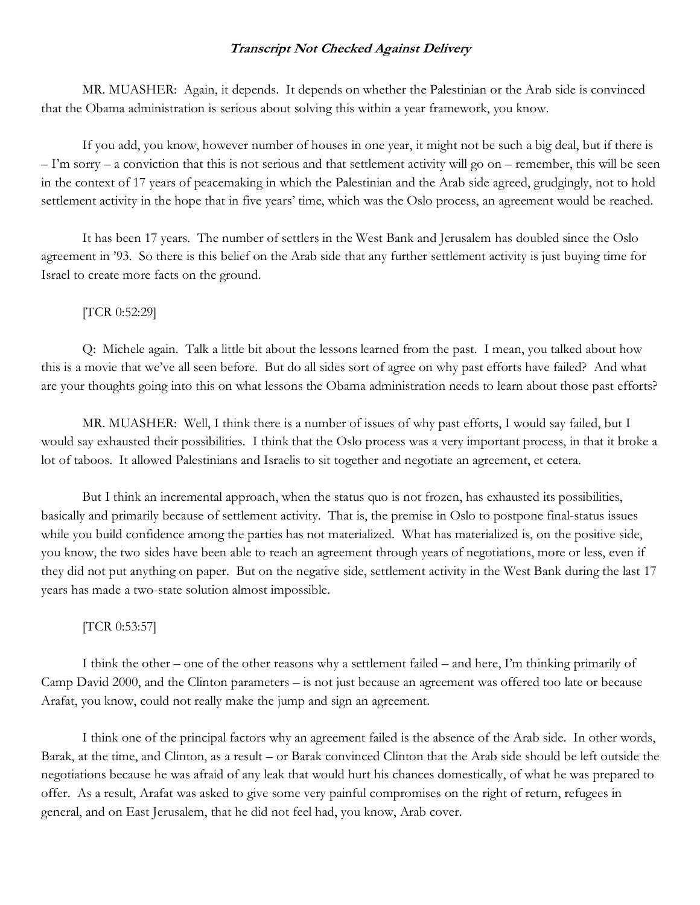***Transcript Not Checked Against Delivery***

MR. MUASHER: Again, it depends. It depends on whether the Palestinian or the Arab side is convinced that the Obama administration is serious about solving this within a year framework, you know.

If you add, you know, however number of houses in one year, it might not be such a big deal, but if there is – I'm sorry – a conviction that this is not serious and that settlement activity will go on – remember, this will be seen in the context of 17 years of peacemaking in which the Palestinian and the Arab side agreed, grudgingly, not to hold settlement activity in the hope that in five years' time, which was the Oslo process, an agreement would be reached.

It has been 17 years. The number of settlers in the West Bank and Jerusalem has doubled since the Oslo agreement in '93. So there is this belief on the Arab side that any further settlement activity is just buying time for Israel to create more facts on the ground.

[TCR 0:52:29]

Q: Michele again. Talk a little bit about the lessons learned from the past. I mean, you talked about how this is a movie that we've all seen before. But do all sides sort of agree on why past efforts have failed? And what are your thoughts going into this on what lessons the Obama administration needs to learn about those past efforts?

MR. MUASHER: Well, I think there is a number of issues of why past efforts, I would say failed, but I would say exhausted their possibilities. I think that the Oslo process was a very important process, in that it broke a lot of taboos. It allowed Palestinians and Israelis to sit together and negotiate an agreement, et cetera.

But I think an incremental approach, when the status quo is not frozen, has exhausted its possibilities, basically and primarily because of settlement activity. That is, the premise in Oslo to postpone final-status issues while you build confidence among the parties has not materialized. What has materialized is, on the positive side, you know, the two sides have been able to reach an agreement through years of negotiations, more or less, even if they did not put anything on paper. But on the negative side, settlement activity in the West Bank during the last 17 years has made a two-state solution almost impossible.

[TCR 0:53:57]

I think the other – one of the other reasons why a settlement failed – and here, I'm thinking primarily of Camp David 2000, and the Clinton parameters – is not just because an agreement was offered too late or because Arafat, you know, could not really make the jump and sign an agreement.

I think one of the principal factors why an agreement failed is the absence of the Arab side. In other words, Barak, at the time, and Clinton, as a result – or Barak convinced Clinton that the Arab side should be left outside the negotiations because he was afraid of any leak that would hurt his chances domestically, of what he was prepared to offer. As a result, Arafat was asked to give some very painful compromises on the right of return, refugees in general, and on East Jerusalem, that he did not feel had, you know, Arab cover.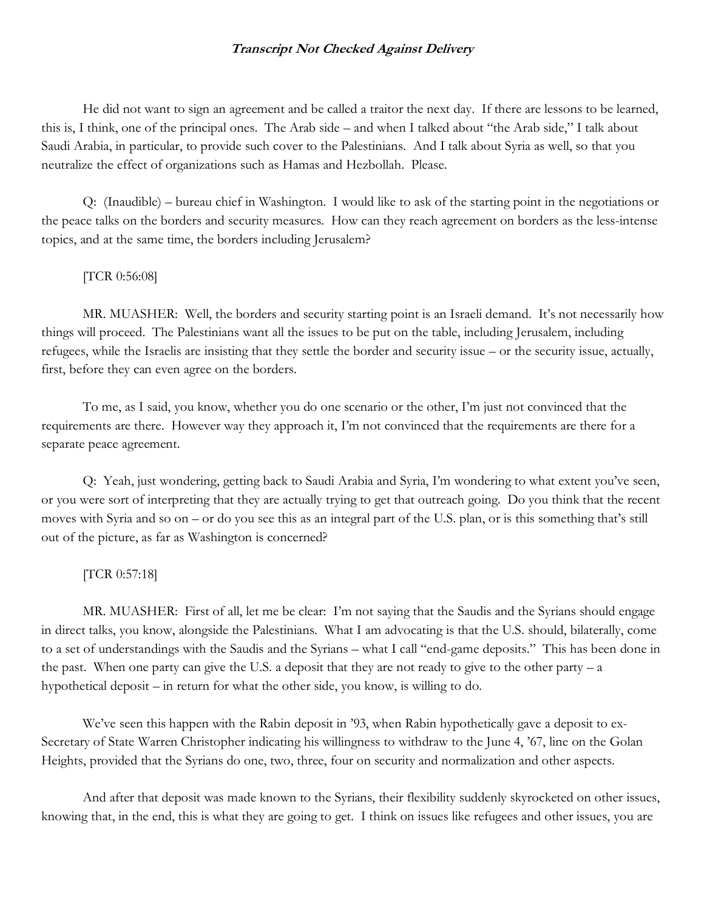He did not want to sign an agreement and be called a traitor the next day. If there are lessons to be learned, this is, I think, one of the principal ones. The Arab side – and when I talked about "the Arab side," I talk about Saudi Arabia, in particular, to provide such cover to the Palestinians. And I talk about Syria as well, so that you neutralize the effect of organizations such as Hamas and Hezbollah. Please.

Q: (Inaudible) – bureau chief in Washington. I would like to ask of the starting point in the negotiations or the peace talks on the borders and security measures. How can they reach agreement on borders as the less-intense topics, and at the same time, the borders including Jerusalem?

[TCR 0:56:08]

MR. MUASHER: Well, the borders and security starting point is an Israeli demand. It's not necessarily how things will proceed. The Palestinians want all the issues to be put on the table, including Jerusalem, including refugees, while the Israelis are insisting that they settle the border and security issue – or the security issue, actually, first, before they can even agree on the borders.

To me, as I said, you know, whether you do one scenario or the other, I'm just not convinced that the requirements are there. However way they approach it, I'm not convinced that the requirements are there for a separate peace agreement.

Q: Yeah, just wondering, getting back to Saudi Arabia and Syria, I'm wondering to what extent you've seen, or you were sort of interpreting that they are actually trying to get that outreach going. Do you think that the recent moves with Syria and so on – or do you see this as an integral part of the U.S. plan, or is this something that's still out of the picture, as far as Washington is concerned?

[TCR 0:57:18]

MR. MUASHER: First of all, let me be clear: I'm not saying that the Saudis and the Syrians should engage in direct talks, you know, alongside the Palestinians. What I am advocating is that the U.S. should, bilaterally, come to a set of understandings with the Saudis and the Syrians – what I call "end-game deposits." This has been done in the past. When one party can give the U.S. a deposit that they are not ready to give to the other party – a hypothetical deposit – in return for what the other side, you know, is willing to do.

We've seen this happen with the Rabin deposit in '93, when Rabin hypothetically gave a deposit to ex-Secretary of State Warren Christopher indicating his willingness to withdraw to the June 4, '67, line on the Golan Heights, provided that the Syrians do one, two, three, four on security and normalization and other aspects.

And after that deposit was made known to the Syrians, their flexibility suddenly skyrocketed on other issues, knowing that, in the end, this is what they are going to get. I think on issues like refugees and other issues, you are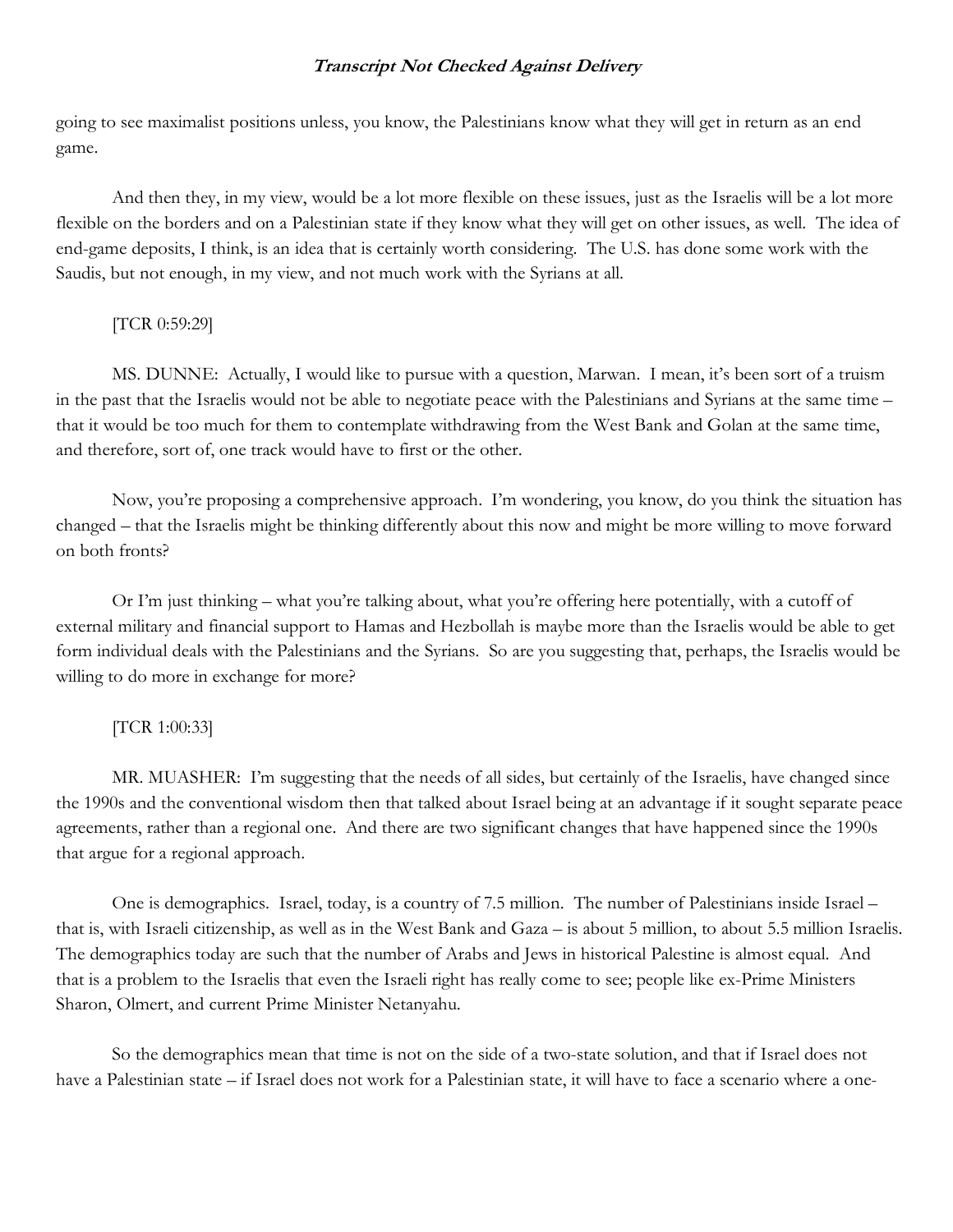going to see maximalist positions unless, you know, the Palestinians know what they will get in return as an end game.

And then they, in my view, would be a lot more flexible on these issues, just as the Israelis will be a lot more flexible on the borders and on a Palestinian state if they know what they will get on other issues, as well. The idea of end-game deposits, I think, is an idea that is certainly worth considering. The U.S. has done some work with the Saudis, but not enough, in my view, and not much work with the Syrians at all.

[TCR 0:59:29]

MS. DUNNE: Actually, I would like to pursue with a question, Marwan. I mean, it's been sort of a truism in the past that the Israelis would not be able to negotiate peace with the Palestinians and Syrians at the same time – that it would be too much for them to contemplate withdrawing from the West Bank and Golan at the same time, and therefore, sort of, one track would have to first or the other.

Now, you're proposing a comprehensive approach. I'm wondering, you know, do you think the situation has changed – that the Israelis might be thinking differently about this now and might be more willing to move forward on both fronts?

Or I'm just thinking – what you're talking about, what you're offering here potentially, with a cutoff of external military and financial support to Hamas and Hezbollah is maybe more than the Israelis would be able to get form individual deals with the Palestinians and the Syrians. So are you suggesting that, perhaps, the Israelis would be willing to do more in exchange for more?

[TCR 1:00:33]

MR. MUASHER: I'm suggesting that the needs of all sides, but certainly of the Israelis, have changed since the 1990s and the conventional wisdom then that talked about Israel being at an advantage if it sought separate peace agreements, rather than a regional one. And there are two significant changes that have happened since the 1990s that argue for a regional approach.

One is demographics. Israel, today, is a country of 7.5 million. The number of Palestinians inside Israel – that is, with Israeli citizenship, as well as in the West Bank and Gaza – is about 5 million, to about 5.5 million Israelis. The demographics today are such that the number of Arabs and Jews in historical Palestine is almost equal. And that is a problem to the Israelis that even the Israeli right has really come to see; people like ex-Prime Ministers Sharon, Olmert, and current Prime Minister Netanyahu.

So the demographics mean that time is not on the side of a two-state solution, and that if Israel does not have a Palestinian state – if Israel does not work for a Palestinian state, it will have to face a scenario where a one-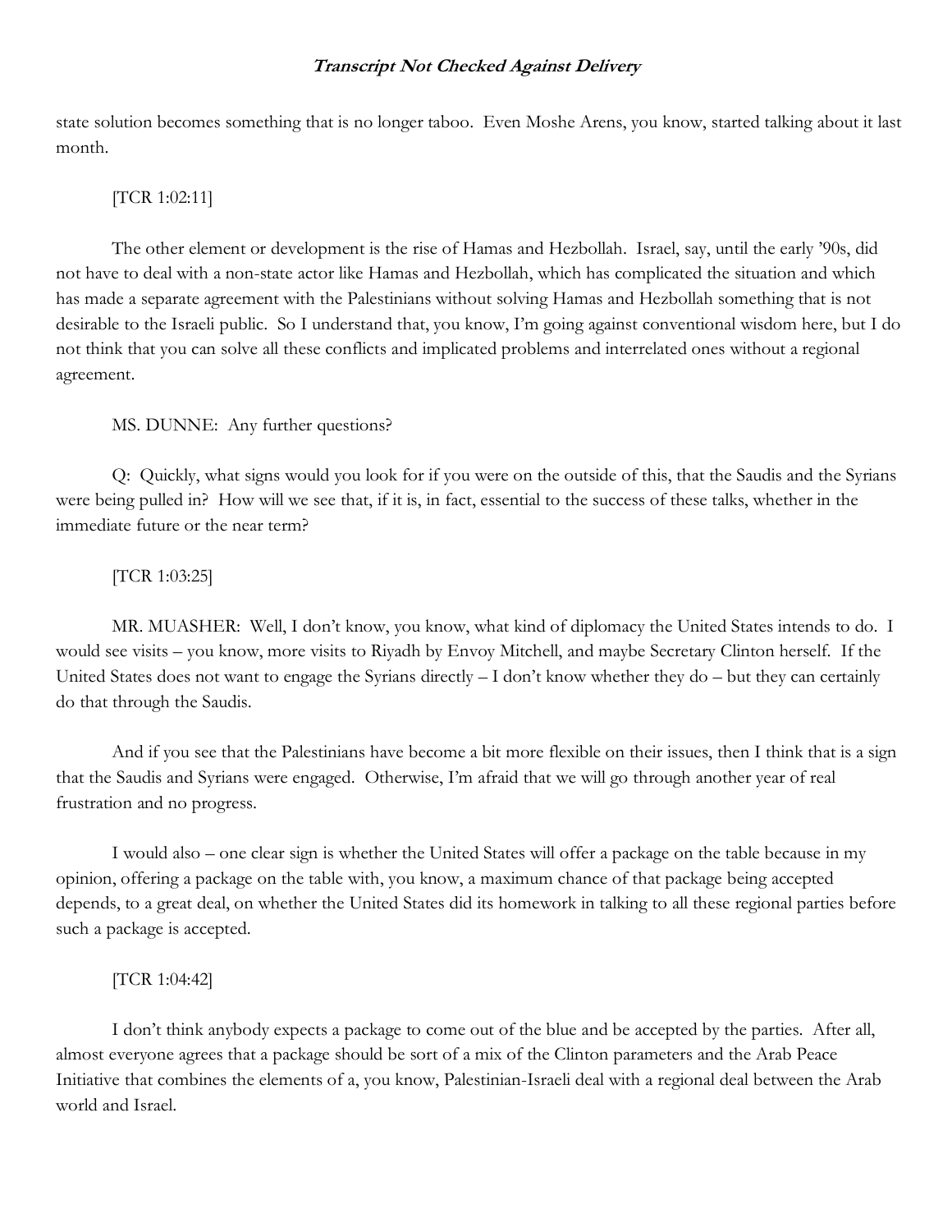state solution becomes something that is no longer taboo. Even Moshe Arens, you know, started talking about it last month.

[TCR 1:02:11]

The other element or development is the rise of Hamas and Hezbollah. Israel, say, until the early '90s, did not have to deal with a non-state actor like Hamas and Hezbollah, which has complicated the situation and which has made a separate agreement with the Palestinians without solving Hamas and Hezbollah something that is not desirable to the Israeli public. So I understand that, you know, I'm going against conventional wisdom here, but I do not think that you can solve all these conflicts and implicated problems and interrelated ones without a regional agreement.

MS. DUNNE: Any further questions?

Q: Quickly, what signs would you look for if you were on the outside of this, that the Saudis and the Syrians were being pulled in? How will we see that, if it is, in fact, essential to the success of these talks, whether in the immediate future or the near term?

[TCR 1:03:25]

MR. MUASHER: Well, I don't know, you know, what kind of diplomacy the United States intends to do. I would see visits – you know, more visits to Riyadh by Envoy Mitchell, and maybe Secretary Clinton herself. If the United States does not want to engage the Syrians directly – I don't know whether they do – but they can certainly do that through the Saudis.

And if you see that the Palestinians have become a bit more flexible on their issues, then I think that is a sign that the Saudis and Syrians were engaged. Otherwise, I'm afraid that we will go through another year of real frustration and no progress.

I would also – one clear sign is whether the United States will offer a package on the table because in my opinion, offering a package on the table with, you know, a maximum chance of that package being accepted depends, to a great deal, on whether the United States did its homework in talking to all these regional parties before such a package is accepted.

[TCR 1:04:42]

I don't think anybody expects a package to come out of the blue and be accepted by the parties. After all, almost everyone agrees that a package should be sort of a mix of the Clinton parameters and the Arab Peace Initiative that combines the elements of a, you know, Palestinian-Israeli deal with a regional deal between the Arab world and Israel.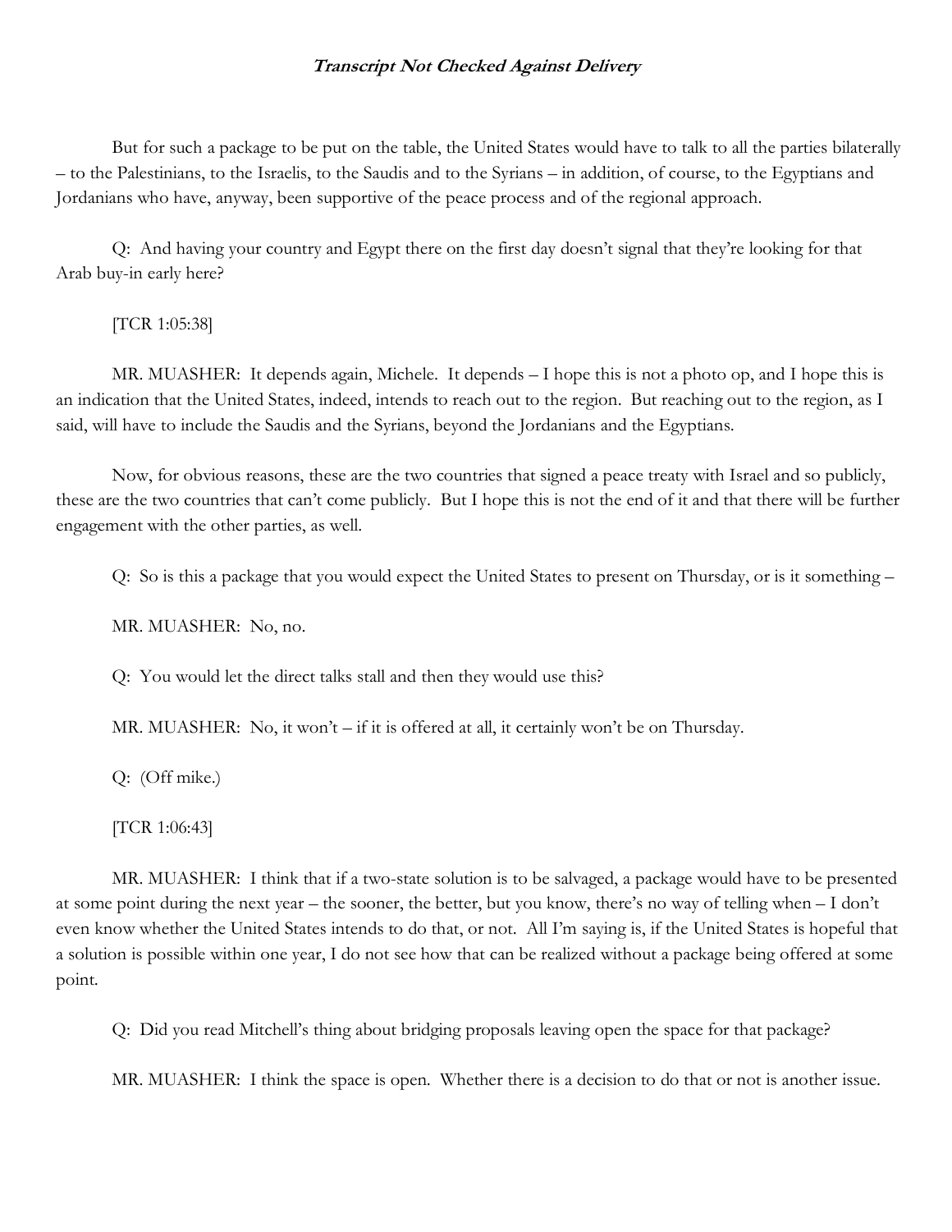But for such a package to be put on the table, the United States would have to talk to all the parties bilaterally – to the Palestinians, to the Israelis, to the Saudis and to the Syrians – in addition, of course, to the Egyptians and Jordanians who have, anyway, been supportive of the peace process and of the regional approach.

Q: And having your country and Egypt there on the first day doesn't signal that they're looking for that Arab buy-in early here?

[TCR 1:05:38]

MR. MUASHER: It depends again, Michele. It depends – I hope this is not a photo op, and I hope this is an indication that the United States, indeed, intends to reach out to the region. But reaching out to the region, as I said, will have to include the Saudis and the Syrians, beyond the Jordanians and the Egyptians.

Now, for obvious reasons, these are the two countries that signed a peace treaty with Israel and so publicly, these are the two countries that can't come publicly. But I hope this is not the end of it and that there will be further engagement with the other parties, as well.

Q: So is this a package that you would expect the United States to present on Thursday, or is it something –

MR. MUASHER: No, no.

Q: You would let the direct talks stall and then they would use this?

MR. MUASHER: No, it won't – if it is offered at all, it certainly won't be on Thursday.

Q: (Off mike.)

[TCR 1:06:43]

MR. MUASHER: I think that if a two-state solution is to be salvaged, a package would have to be presented at some point during the next year – the sooner, the better, but you know, there's no way of telling when – I don't even know whether the United States intends to do that, or not. All I'm saying is, if the United States is hopeful that a solution is possible within one year, I do not see how that can be realized without a package being offered at some point.

Q: Did you read Mitchell's thing about bridging proposals leaving open the space for that package?

MR. MUASHER: I think the space is open. Whether there is a decision to do that or not is another issue.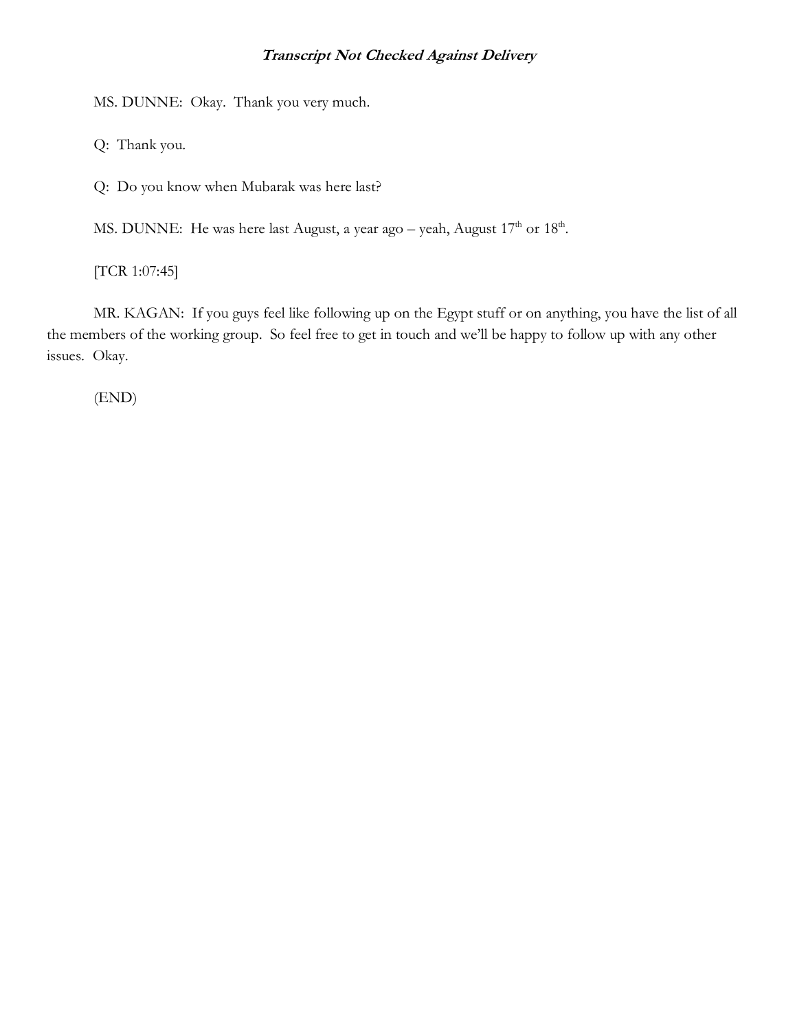MS. DUNNE: Okay. Thank you very much.

Q: Thank you.

Q: Do you know when Mubarak was here last?

MS. DUNNE: He was here last August, a year ago – yeah, August 17th or 18th.

[TCR 1:07:45]

MR. KAGAN: If you guys feel like following up on the Egypt stuff or on anything, you have the list of all the members of the working group. So feel free to get in touch and we'll be happy to follow up with any other issues. Okay.

(END)